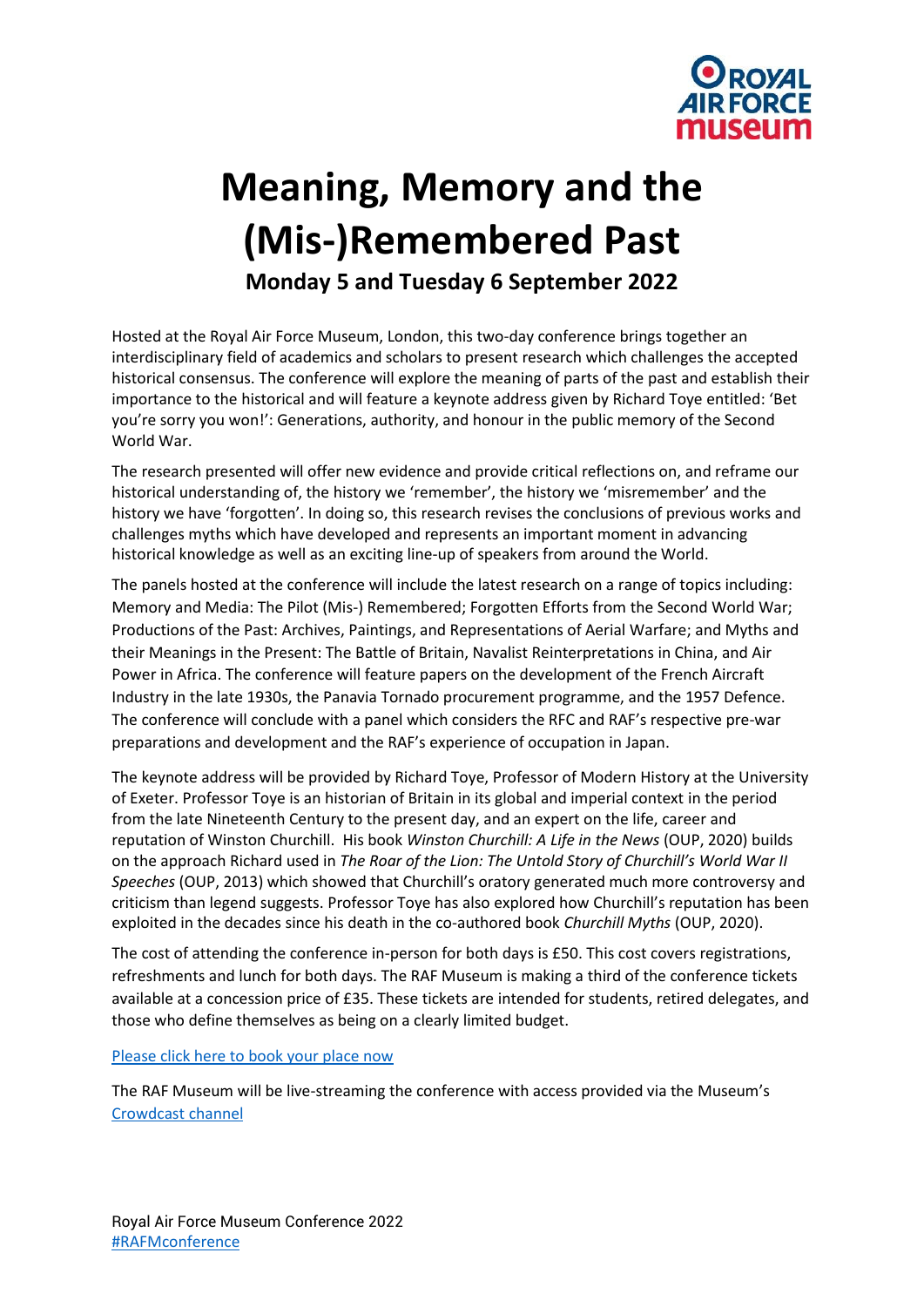# Meaning, Memory and the (Mis-)Remembered Past

## Monday 5 and Tuesday 6 September 2022

Hosted at the Royal Air Force Museum, London, this two-day conference brings together an interdisciplinary field of academics and scholars to present research which challenges the accepted historical consensus. The conference will explore the meaning of parts of the past and establish their importance to the historical and will feature a keynote address given by Richard Toye entitled: 'Bet you're sorry you won!': Generations, authority, and honour in the public memory of the Second World War.

The research presented will offer new evidence and provide critical reflections on, and reframe our historical understanding of, the history we 'remember', the history we 'misremember' and the history we have 'forgotten'. In doing so, this research revises the conclusions of previous works and challenges myths which have developed and represents an important moment in advancing historical knowledge as well as an exciting line-up of speakers from around the World.

The panels hosted at the conference will include the latest research on a range of topics including: Memory and Media: The Pilot (Mis-) Remembered; Forgotten Efforts from the Second World War; Productions of the Past: Archives, Paintings, and Representations of Aerial Warfare; and Myths and their Meanings in the Present: The Battle of Britain, Navalist Reinterpretations in China, and Air Power in Africa. The conference will feature papers on the development of the French Aircraft Industry in the late 1930s, the Panavia Tornado procurement programme, and the 1957 Defence. The conference will conclude with a panel which considers the RFC and RAF's respective pre-war preparations and development and the RAF's experience of occupation in Japan.

The keynote address will be provided by Richard Toye, Professor of Modern History at the University of Exeter. Professor Toye is an historian of Britain in its global and imperial context in the period from the late Nineteenth Century to the present day, and an expert on the life, career and reputation of Winston Churchill. His book *Winston Churchill: A Life in the News* (OUP, 2020) builds on the approach Richard used in *The Roar of the Lion: The Untold Story of Churchill's World War II Speeches* (OUP, 2013) which showed that Churchill's oratory generated much more controversy and criticism than legend suggests. Professor Toye has also explored how Churchill's reputation has been exploited in the decades since his death in the co-authored book *Churchill Myths* (OUP, 2020).

The cost of attending the conference in-person for both days is £50. This cost covers registrations, refreshments and lunch for both days. The RAF Museum is making a third of the conference tickets available at a concession price of £35. These tickets are intended for students, retired delegates, and those who define themselves as being on a clearly limited budget.

Please click here to book your place now

The RAF Museum will be live-streaming the conference with access provided via the Museum's Crowdcast channel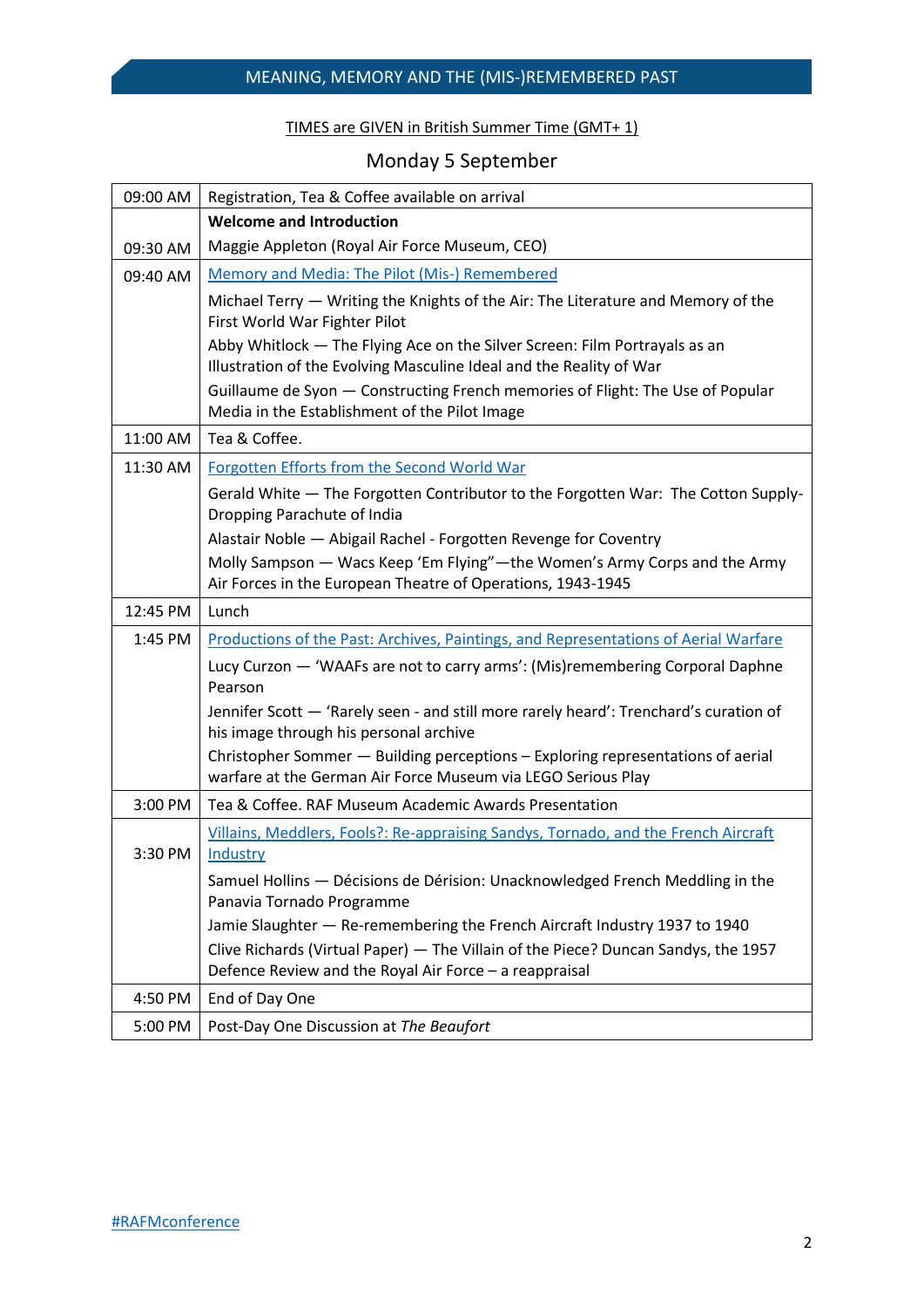TIMES are GIVEN in British Summer Time (GMT+ 1)

## Monday 5 September

| | |
|---|---|
| 09:00 AM | Registration, Tea & Coffee available on arrival |
| 09:30 AM | **Welcome and Introduction**<br>Maggie Appleton (Royal Air Force Museum, CEO) |
| 09:40 AM | Memory and Media: The Pilot (Mis-) Remembered<br>Michael Terry — Writing the Knights of the Air: The Literature and Memory of the First World War Fighter Pilot<br>Abby Whitlock — The Flying Ace on the Silver Screen: Film Portrayals as an Illustration of the Evolving Masculine Ideal and the Reality of War<br>Guillaume de Syon — Constructing French memories of Flight: The Use of Popular Media in the Establishment of the Pilot Image |
| 11:00 AM | Tea & Coffee. |
| 11:30 AM | Forgotten Efforts from the Second World War<br>Gerald White — The Forgotten Contributor to the Forgotten War: The Cotton Supply-Dropping Parachute of India<br>Alastair Noble — Abigail Rachel - Forgotten Revenge for Coventry<br>Molly Sampson — Wacs Keep 'Em Flying"—the Women's Army Corps and the Army Air Forces in the European Theatre of Operations, 1943-1945 |
| 12:45 PM | Lunch |
| 1:45 PM | Productions of the Past: Archives, Paintings, and Representations of Aerial Warfare<br>Lucy Curzon — 'WAAFs are not to carry arms': (Mis)remembering Corporal Daphne Pearson<br>Jennifer Scott — 'Rarely seen - and still more rarely heard': Trenchard's curation of his image through his personal archive<br>Christopher Sommer — Building perceptions – Exploring representations of aerial warfare at the German Air Force Museum via LEGO Serious Play |
| 3:00 PM | Tea & Coffee. RAF Museum Academic Awards Presentation |
| 3:30 PM | Villains, Meddlers, Fools?: Re-appraising Sandys, Tornado, and the French Aircraft Industry<br>Samuel Hollins — Décisions de Dérision: Unacknowledged French Meddling in the Panavia Tornado Programme<br>Jamie Slaughter — Re-remembering the French Aircraft Industry 1937 to 1940<br>Clive Richards (Virtual Paper) — The Villain of the Piece? Duncan Sandys, the 1957 Defence Review and the Royal Air Force – a reappraisal |
| 4:50 PM | End of Day One |
| 5:00 PM | Post-Day One Discussion at *The Beaufort* |

#RAFMconference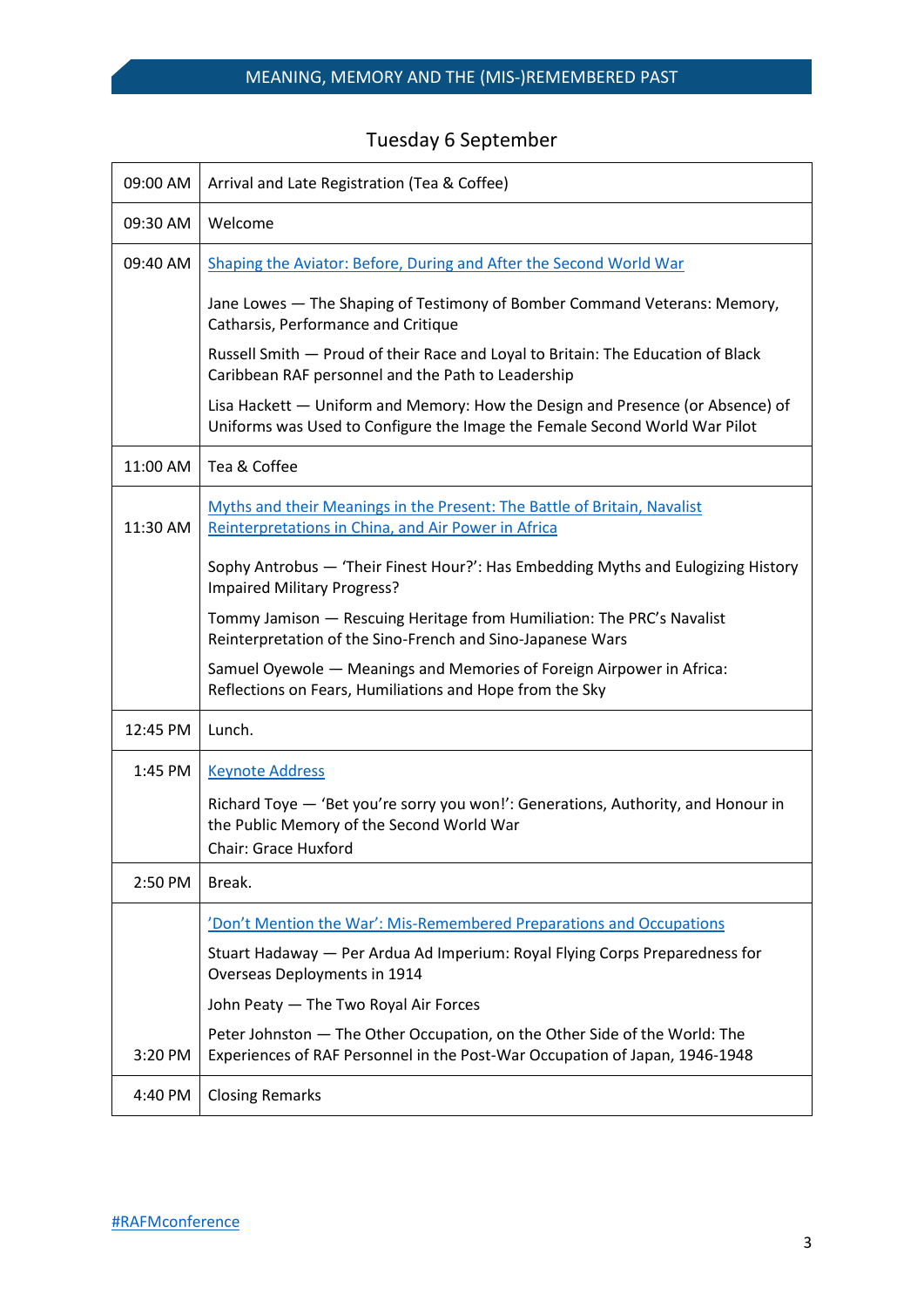## Tuesday 6 September

| | |
|---|---|
| 09:00 AM | Arrival and Late Registration (Tea & Coffee) |
| 09:30 AM | Welcome |
| 09:40 AM | Shaping the Aviator: Before, During and After the Second World War<br><br>Jane Lowes — The Shaping of Testimony of Bomber Command Veterans: Memory, Catharsis, Performance and Critique<br><br>Russell Smith — Proud of their Race and Loyal to Britain: The Education of Black Caribbean RAF personnel and the Path to Leadership<br><br>Lisa Hackett — Uniform and Memory: How the Design and Presence (or Absence) of Uniforms was Used to Configure the Image the Female Second World War Pilot |
| 11:00 AM | Tea & Coffee |
| 11:30 AM | Myths and their Meanings in the Present: The Battle of Britain, Navalist Reinterpretations in China, and Air Power in Africa<br><br>Sophy Antrobus — 'Their Finest Hour?': Has Embedding Myths and Eulogizing History Impaired Military Progress?<br><br>Tommy Jamison — Rescuing Heritage from Humiliation: The PRC's Navalist Reinterpretation of the Sino-French and Sino-Japanese Wars<br><br>Samuel Oyewole — Meanings and Memories of Foreign Airpower in Africa: Reflections on Fears, Humiliations and Hope from the Sky |
| 12:45 PM | Lunch. |
| 1:45 PM | Keynote Address<br><br>Richard Toye — 'Bet you're sorry you won!': Generations, Authority, and Honour in the Public Memory of the Second World War<br>Chair: Grace Huxford |
| 2:50 PM | Break. |
| 3:20 PM | 'Don't Mention the War': Mis-Remembered Preparations and Occupations<br><br>Stuart Hadaway — Per Ardua Ad Imperium: Royal Flying Corps Preparedness for Overseas Deployments in 1914<br><br>John Peaty — The Two Royal Air Forces<br><br>Peter Johnston — The Other Occupation, on the Other Side of the World: The Experiences of RAF Personnel in the Post-War Occupation of Japan, 1946-1948 |
| 4:40 PM | Closing Remarks |

#RAFMconference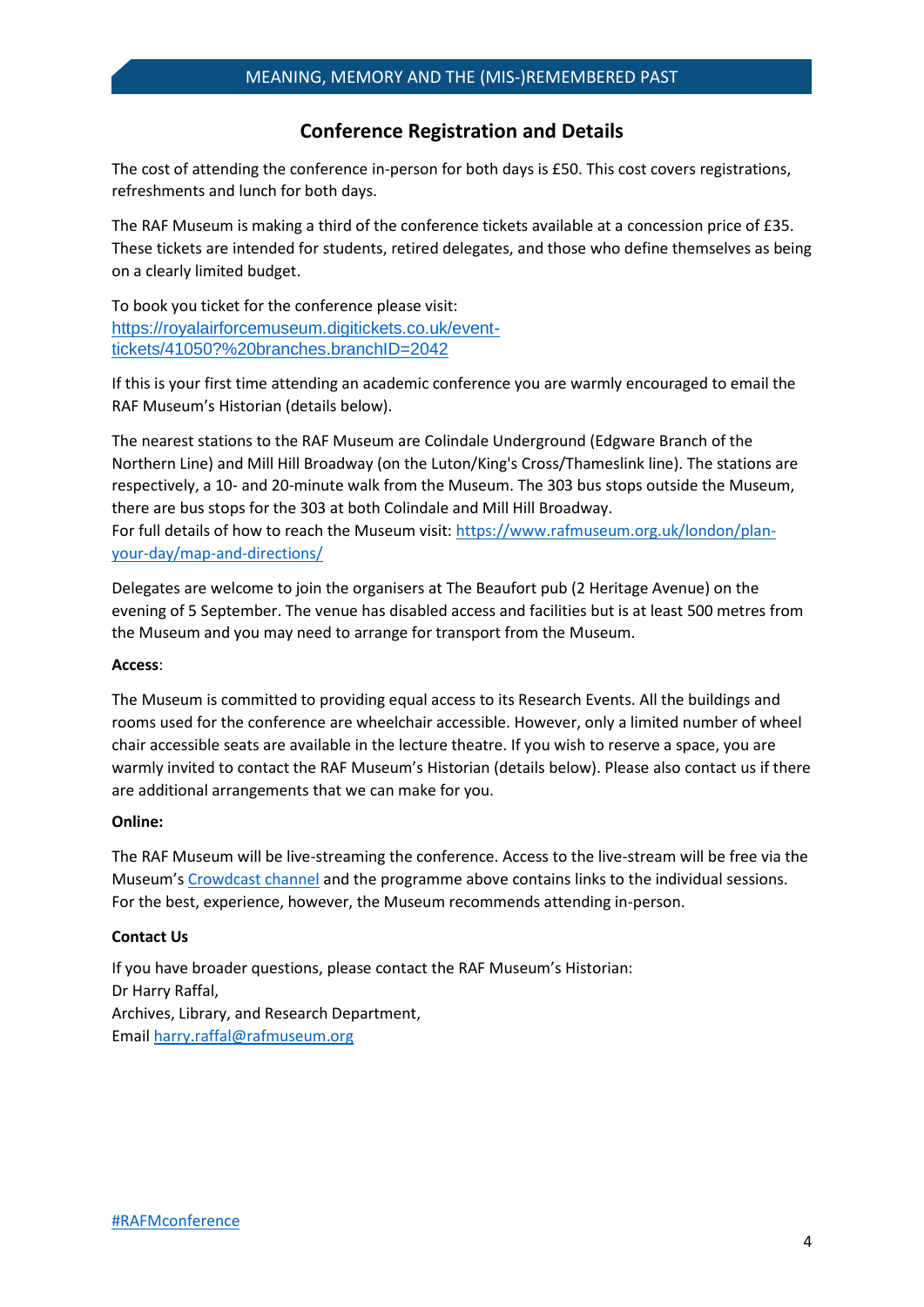## Conference Registration and Details

The cost of attending the conference in-person for both days is £50. This cost covers registrations, refreshments and lunch for both days.

The RAF Museum is making a third of the conference tickets available at a concession price of £35. These tickets are intended for students, retired delegates, and those who define themselves as being on a clearly limited budget.

To book you ticket for the conference please visit:
https://royalairforcemuseum.digitickets.co.uk/event-tickets/41050?%20branches.branchID=2042

If this is your first time attending an academic conference you are warmly encouraged to email the RAF Museum's Historian (details below).

The nearest stations to the RAF Museum are Colindale Underground (Edgware Branch of the Northern Line) and Mill Hill Broadway (on the Luton/King's Cross/Thameslink line). The stations are respectively, a 10- and 20-minute walk from the Museum. The 303 bus stops outside the Museum, there are bus stops for the 303 at both Colindale and Mill Hill Broadway.
For full details of how to reach the Museum visit: https://www.rafmuseum.org.uk/london/plan-your-day/map-and-directions/

Delegates are welcome to join the organisers at The Beaufort pub (2 Heritage Avenue) on the evening of 5 September. The venue has disabled access and facilities but is at least 500 metres from the Museum and you may need to arrange for transport from the Museum.

**Access**:

The Museum is committed to providing equal access to its Research Events. All the buildings and rooms used for the conference are wheelchair accessible. However, only a limited number of wheel chair accessible seats are available in the lecture theatre. If you wish to reserve a space, you are warmly invited to contact the RAF Museum's Historian (details below). Please also contact us if there are additional arrangements that we can make for you.

**Online:**

The RAF Museum will be live-streaming the conference. Access to the live-stream will be free via the Museum's Crowdcast channel and the programme above contains links to the individual sessions. For the best, experience, however, the Museum recommends attending in-person.

**Contact Us**

If you have broader questions, please contact the RAF Museum's Historian:
Dr Harry Raffal,
Archives, Library, and Research Department,
Email harry.raffal@rafmuseum.org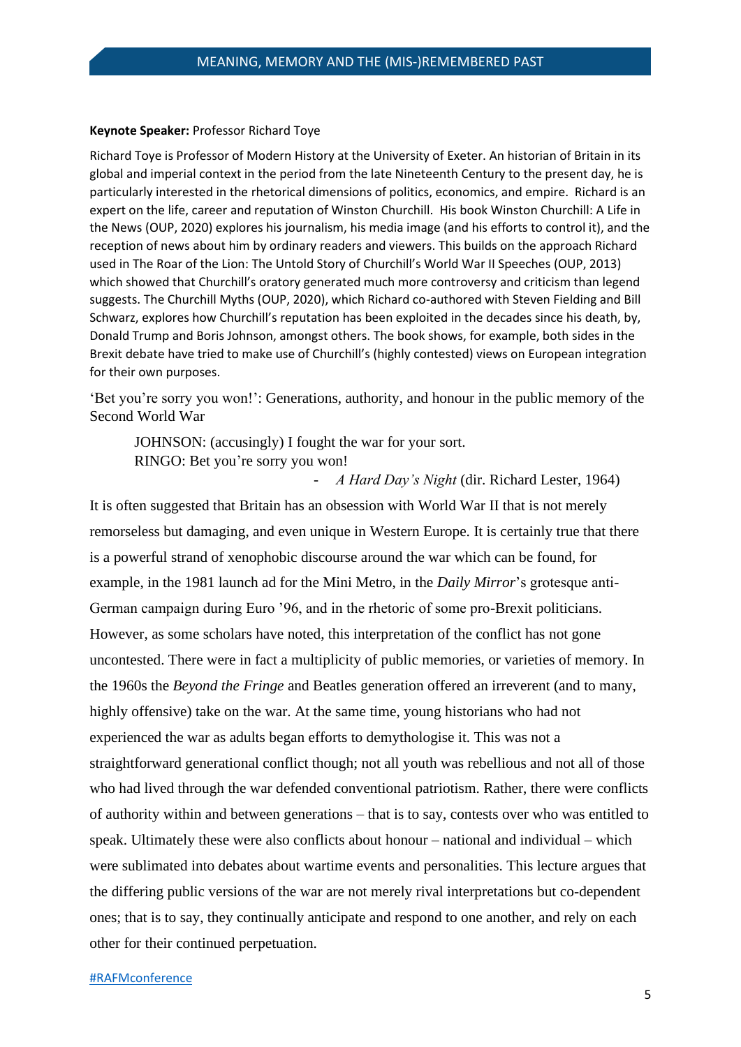**Keynote Speaker:** Professor Richard Toye

Richard Toye is Professor of Modern History at the University of Exeter. An historian of Britain in its global and imperial context in the period from the late Nineteenth Century to the present day, he is particularly interested in the rhetorical dimensions of politics, economics, and empire. Richard is an expert on the life, career and reputation of Winston Churchill. His book Winston Churchill: A Life in the News (OUP, 2020) explores his journalism, his media image (and his efforts to control it), and the reception of news about him by ordinary readers and viewers. This builds on the approach Richard used in The Roar of the Lion: The Untold Story of Churchill's World War II Speeches (OUP, 2013) which showed that Churchill's oratory generated much more controversy and criticism than legend suggests. The Churchill Myths (OUP, 2020), which Richard co-authored with Steven Fielding and Bill Schwarz, explores how Churchill's reputation has been exploited in the decades since his death, by, Donald Trump and Boris Johnson, amongst others. The book shows, for example, both sides in the Brexit debate have tried to make use of Churchill's (highly contested) views on European integration for their own purposes.

'Bet you're sorry you won!': Generations, authority, and honour in the public memory of the Second World War

> JOHNSON: (accusingly) I fought the war for your sort.
> RINGO: Bet you're sorry you won!
>
> \- *A Hard Day's Night* (dir. Richard Lester, 1964)

It is often suggested that Britain has an obsession with World War II that is not merely remorseless but damaging, and even unique in Western Europe. It is certainly true that there is a powerful strand of xenophobic discourse around the war which can be found, for example, in the 1981 launch ad for the Mini Metro, in the *Daily Mirror*'s grotesque anti-German campaign during Euro '96, and in the rhetoric of some pro-Brexit politicians. However, as some scholars have noted, this interpretation of the conflict has not gone uncontested. There were in fact a multiplicity of public memories, or varieties of memory. In the 1960s the *Beyond the Fringe* and Beatles generation offered an irreverent (and to many, highly offensive) take on the war. At the same time, young historians who had not experienced the war as adults began efforts to demythologise it. This was not a straightforward generational conflict though; not all youth was rebellious and not all of those who had lived through the war defended conventional patriotism. Rather, there were conflicts of authority within and between generations – that is to say, contests over who was entitled to speak. Ultimately these were also conflicts about honour – national and individual – which were sublimated into debates about wartime events and personalities. This lecture argues that the differing public versions of the war are not merely rival interpretations but co-dependent ones; that is to say, they continually anticipate and respond to one another, and rely on each other for their continued perpetuation.

#RAFMconference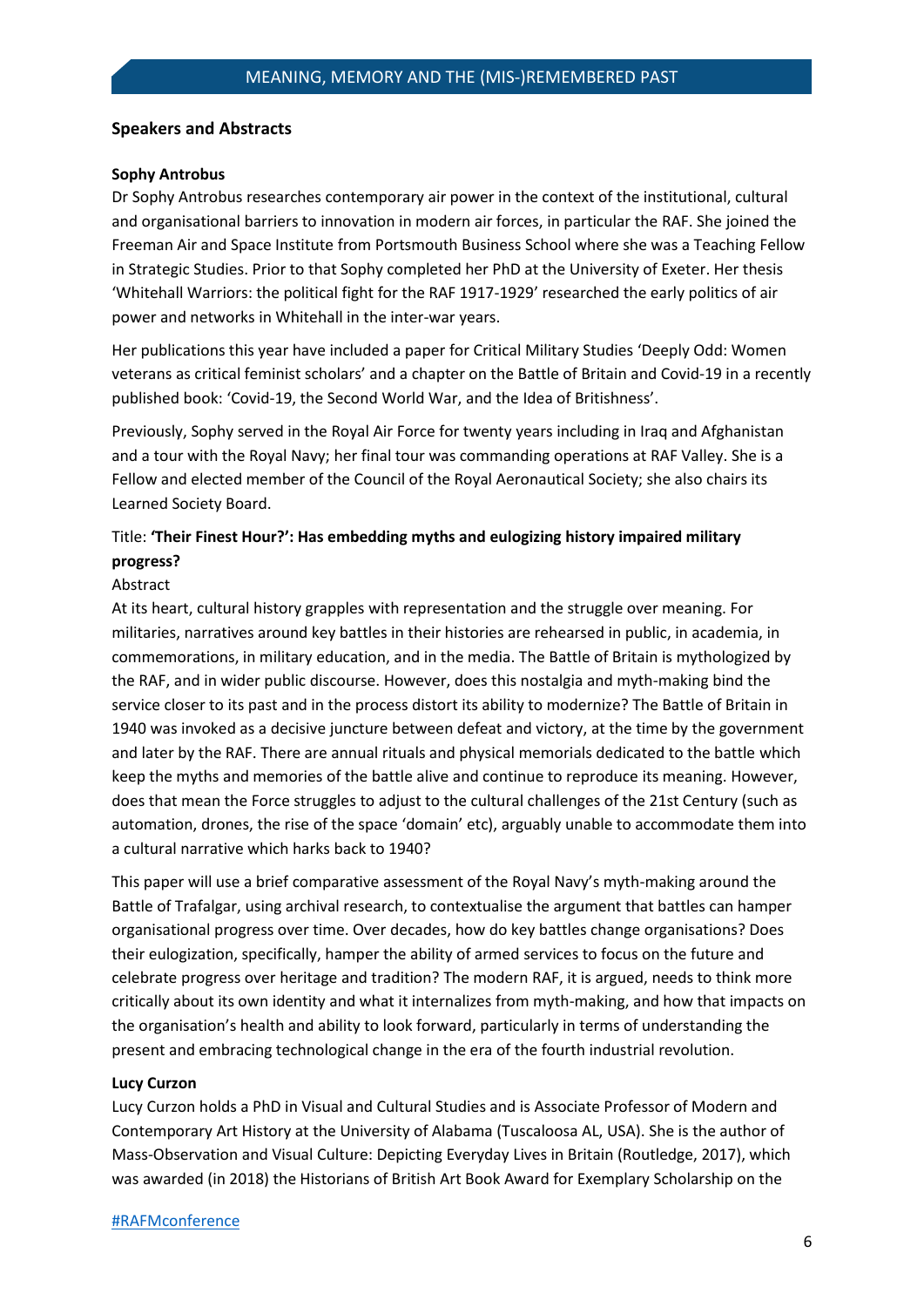## Speakers and Abstracts

### Sophy Antrobus

Dr Sophy Antrobus researches contemporary air power in the context of the institutional, cultural and organisational barriers to innovation in modern air forces, in particular the RAF. She joined the Freeman Air and Space Institute from Portsmouth Business School where she was a Teaching Fellow in Strategic Studies. Prior to that Sophy completed her PhD at the University of Exeter. Her thesis 'Whitehall Warriors: the political fight for the RAF 1917-1929' researched the early politics of air power and networks in Whitehall in the inter-war years.

Her publications this year have included a paper for Critical Military Studies 'Deeply Odd: Women veterans as critical feminist scholars' and a chapter on the Battle of Britain and Covid-19 in a recently published book: 'Covid-19, the Second World War, and the Idea of Britishness'.

Previously, Sophy served in the Royal Air Force for twenty years including in Iraq and Afghanistan and a tour with the Royal Navy; her final tour was commanding operations at RAF Valley. She is a Fellow and elected member of the Council of the Royal Aeronautical Society; she also chairs its Learned Society Board.

Title: **'Their Finest Hour?': Has embedding myths and eulogizing history impaired military progress?**

Abstract

At its heart, cultural history grapples with representation and the struggle over meaning. For militaries, narratives around key battles in their histories are rehearsed in public, in academia, in commemorations, in military education, and in the media. The Battle of Britain is mythologized by the RAF, and in wider public discourse. However, does this nostalgia and myth-making bind the service closer to its past and in the process distort its ability to modernize? The Battle of Britain in 1940 was invoked as a decisive juncture between defeat and victory, at the time by the government and later by the RAF. There are annual rituals and physical memorials dedicated to the battle which keep the myths and memories of the battle alive and continue to reproduce its meaning. However, does that mean the Force struggles to adjust to the cultural challenges of the 21st Century (such as automation, drones, the rise of the space 'domain' etc), arguably unable to accommodate them into a cultural narrative which harks back to 1940?

This paper will use a brief comparative assessment of the Royal Navy's myth-making around the Battle of Trafalgar, using archival research, to contextualise the argument that battles can hamper organisational progress over time. Over decades, how do key battles change organisations? Does their eulogization, specifically, hamper the ability of armed services to focus on the future and celebrate progress over heritage and tradition? The modern RAF, it is argued, needs to think more critically about its own identity and what it internalizes from myth-making, and how that impacts on the organisation's health and ability to look forward, particularly in terms of understanding the present and embracing technological change in the era of the fourth industrial revolution.

### Lucy Curzon

Lucy Curzon holds a PhD in Visual and Cultural Studies and is Associate Professor of Modern and Contemporary Art History at the University of Alabama (Tuscaloosa AL, USA). She is the author of Mass-Observation and Visual Culture: Depicting Everyday Lives in Britain (Routledge, 2017), which was awarded (in 2018) the Historians of British Art Book Award for Exemplary Scholarship on the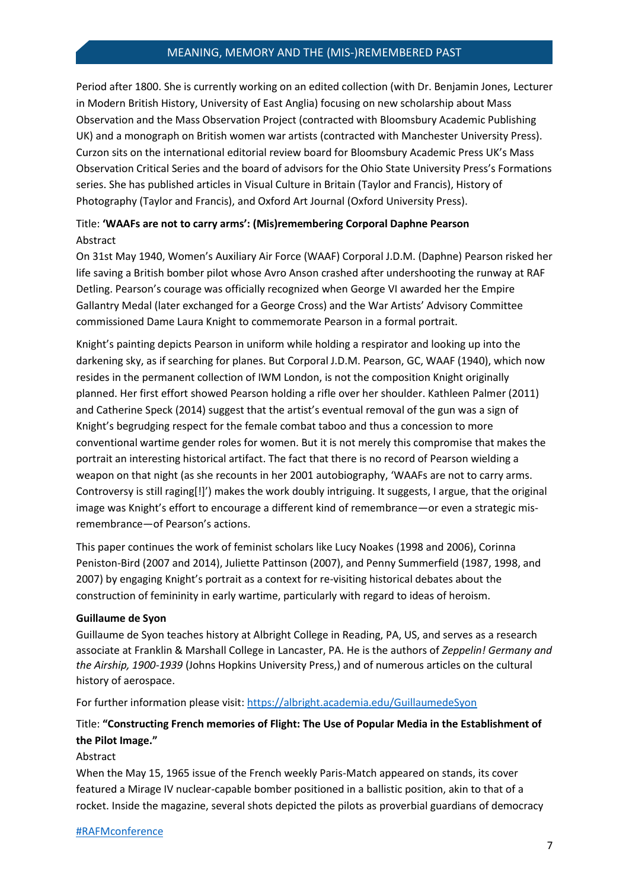Period after 1800. She is currently working on an edited collection (with Dr. Benjamin Jones, Lecturer in Modern British History, University of East Anglia) focusing on new scholarship about Mass Observation and the Mass Observation Project (contracted with Bloomsbury Academic Publishing UK) and a monograph on British women war artists (contracted with Manchester University Press). Curzon sits on the international editorial review board for Bloomsbury Academic Press UK's Mass Observation Critical Series and the board of advisors for the Ohio State University Press's Formations series. She has published articles in Visual Culture in Britain (Taylor and Francis), History of Photography (Taylor and Francis), and Oxford Art Journal (Oxford University Press).

Title: **'WAAFs are not to carry arms': (Mis)remembering Corporal Daphne Pearson**

Abstract

On 31st May 1940, Women's Auxiliary Air Force (WAAF) Corporal J.D.M. (Daphne) Pearson risked her life saving a British bomber pilot whose Avro Anson crashed after undershooting the runway at RAF Detling. Pearson's courage was officially recognized when George VI awarded her the Empire Gallantry Medal (later exchanged for a George Cross) and the War Artists' Advisory Committee commissioned Dame Laura Knight to commemorate Pearson in a formal portrait.

Knight's painting depicts Pearson in uniform while holding a respirator and looking up into the darkening sky, as if searching for planes. But Corporal J.D.M. Pearson, GC, WAAF (1940), which now resides in the permanent collection of IWM London, is not the composition Knight originally planned. Her first effort showed Pearson holding a rifle over her shoulder. Kathleen Palmer (2011) and Catherine Speck (2014) suggest that the artist's eventual removal of the gun was a sign of Knight's begrudging respect for the female combat taboo and thus a concession to more conventional wartime gender roles for women. But it is not merely this compromise that makes the portrait an interesting historical artifact. The fact that there is no record of Pearson wielding a weapon on that night (as she recounts in her 2001 autobiography, 'WAAFs are not to carry arms. Controversy is still raging[!]') makes the work doubly intriguing. It suggests, I argue, that the original image was Knight's effort to encourage a different kind of remembrance—or even a strategic mis-remembrance—of Pearson's actions.

This paper continues the work of feminist scholars like Lucy Noakes (1998 and 2006), Corinna Peniston-Bird (2007 and 2014), Juliette Pattinson (2007), and Penny Summerfield (1987, 1998, and 2007) by engaging Knight's portrait as a context for re-visiting historical debates about the construction of femininity in early wartime, particularly with regard to ideas of heroism.

**Guillaume de Syon**

Guillaume de Syon teaches history at Albright College in Reading, PA, US, and serves as a research associate at Franklin & Marshall College in Lancaster, PA. He is the authors of *Zeppelin! Germany and the Airship, 1900-1939* (Johns Hopkins University Press,) and of numerous articles on the cultural history of aerospace.

For further information please visit: https://albright.academia.edu/GuillaumedeSyon

Title: **"Constructing French memories of Flight: The Use of Popular Media in the Establishment of the Pilot Image."**

Abstract

When the May 15, 1965 issue of the French weekly Paris-Match appeared on stands, its cover featured a Mirage IV nuclear-capable bomber positioned in a ballistic position, akin to that of a rocket. Inside the magazine, several shots depicted the pilots as proverbial guardians of democracy

#RAFMconference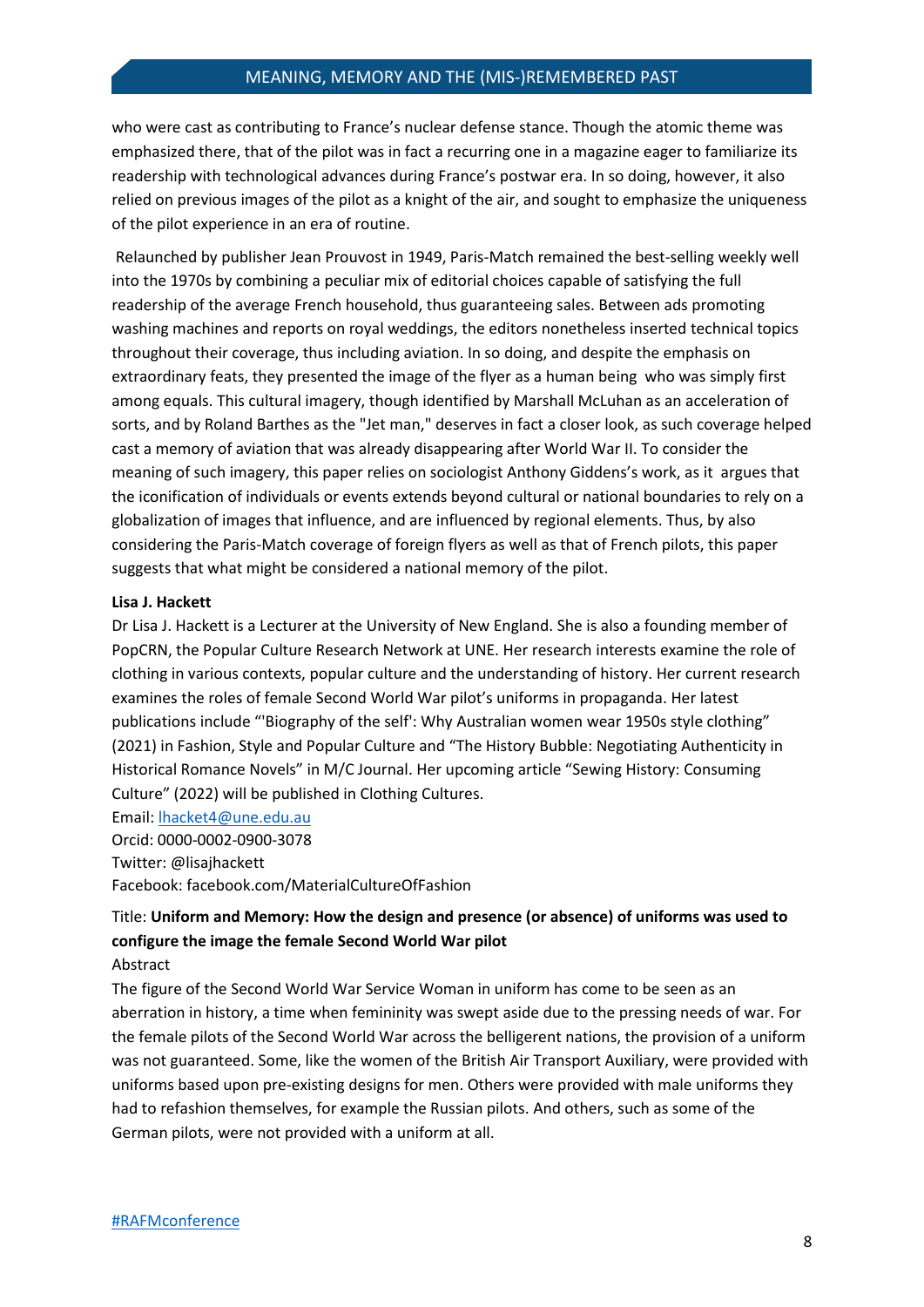who were cast as contributing to France's nuclear defense stance. Though the atomic theme was emphasized there, that of the pilot was in fact a recurring one in a magazine eager to familiarize its readership with technological advances during France's postwar era. In so doing, however, it also relied on previous images of the pilot as a knight of the air, and sought to emphasize the uniqueness of the pilot experience in an era of routine.

Relaunched by publisher Jean Prouvost in 1949, Paris-Match remained the best-selling weekly well into the 1970s by combining a peculiar mix of editorial choices capable of satisfying the full readership of the average French household, thus guaranteeing sales. Between ads promoting washing machines and reports on royal weddings, the editors nonetheless inserted technical topics throughout their coverage, thus including aviation. In so doing, and despite the emphasis on extraordinary feats, they presented the image of the flyer as a human being who was simply first among equals. This cultural imagery, though identified by Marshall McLuhan as an acceleration of sorts, and by Roland Barthes as the "Jet man," deserves in fact a closer look, as such coverage helped cast a memory of aviation that was already disappearing after World War II. To consider the meaning of such imagery, this paper relies on sociologist Anthony Giddens's work, as it argues that the iconification of individuals or events extends beyond cultural or national boundaries to rely on a globalization of images that influence, and are influenced by regional elements. Thus, by also considering the Paris-Match coverage of foreign flyers as well as that of French pilots, this paper suggests that what might be considered a national memory of the pilot.

**Lisa J. Hackett**

Dr Lisa J. Hackett is a Lecturer at the University of New England. She is also a founding member of PopCRN, the Popular Culture Research Network at UNE. Her research interests examine the role of clothing in various contexts, popular culture and the understanding of history. Her current research examines the roles of female Second World War pilot's uniforms in propaganda. Her latest publications include "'Biography of the self': Why Australian women wear 1950s style clothing" (2021) in Fashion, Style and Popular Culture and "The History Bubble: Negotiating Authenticity in Historical Romance Novels" in M/C Journal. Her upcoming article "Sewing History: Consuming Culture" (2022) will be published in Clothing Cultures.

Email: lhacket4@une.edu.au
Orcid: 0000-0002-0900-3078
Twitter: @lisajhackett
Facebook: facebook.com/MaterialCultureOfFashion

Title: **Uniform and Memory: How the design and presence (or absence) of uniforms was used to configure the image the female Second World War pilot**

Abstract

The figure of the Second World War Service Woman in uniform has come to be seen as an aberration in history, a time when femininity was swept aside due to the pressing needs of war. For the female pilots of the Second World War across the belligerent nations, the provision of a uniform was not guaranteed. Some, like the women of the British Air Transport Auxiliary, were provided with uniforms based upon pre-existing designs for men. Others were provided with male uniforms they had to refashion themselves, for example the Russian pilots. And others, such as some of the German pilots, were not provided with a uniform at all.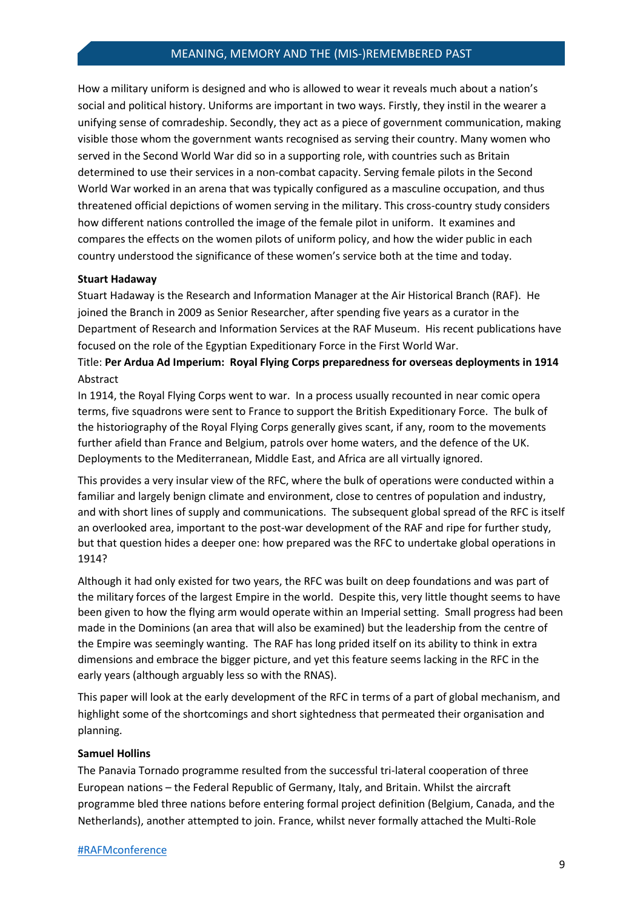How a military uniform is designed and who is allowed to wear it reveals much about a nation's social and political history. Uniforms are important in two ways. Firstly, they instil in the wearer a unifying sense of comradeship. Secondly, they act as a piece of government communication, making visible those whom the government wants recognised as serving their country. Many women who served in the Second World War did so in a supporting role, with countries such as Britain determined to use their services in a non-combat capacity. Serving female pilots in the Second World War worked in an arena that was typically configured as a masculine occupation, and thus threatened official depictions of women serving in the military. This cross-country study considers how different nations controlled the image of the female pilot in uniform. It examines and compares the effects on the women pilots of uniform policy, and how the wider public in each country understood the significance of these women's service both at the time and today.

**Stuart Hadaway**

Stuart Hadaway is the Research and Information Manager at the Air Historical Branch (RAF). He joined the Branch in 2009 as Senior Researcher, after spending five years as a curator in the Department of Research and Information Services at the RAF Museum. His recent publications have focused on the role of the Egyptian Expeditionary Force in the First World War.

Title: **Per Ardua Ad Imperium: Royal Flying Corps preparedness for overseas deployments in 1914**

Abstract

In 1914, the Royal Flying Corps went to war. In a process usually recounted in near comic opera terms, five squadrons were sent to France to support the British Expeditionary Force. The bulk of the historiography of the Royal Flying Corps generally gives scant, if any, room to the movements further afield than France and Belgium, patrols over home waters, and the defence of the UK. Deployments to the Mediterranean, Middle East, and Africa are all virtually ignored.

This provides a very insular view of the RFC, where the bulk of operations were conducted within a familiar and largely benign climate and environment, close to centres of population and industry, and with short lines of supply and communications. The subsequent global spread of the RFC is itself an overlooked area, important to the post-war development of the RAF and ripe for further study, but that question hides a deeper one: how prepared was the RFC to undertake global operations in 1914?

Although it had only existed for two years, the RFC was built on deep foundations and was part of the military forces of the largest Empire in the world. Despite this, very little thought seems to have been given to how the flying arm would operate within an Imperial setting. Small progress had been made in the Dominions (an area that will also be examined) but the leadership from the centre of the Empire was seemingly wanting. The RAF has long prided itself on its ability to think in extra dimensions and embrace the bigger picture, and yet this feature seems lacking in the RFC in the early years (although arguably less so with the RNAS).

This paper will look at the early development of the RFC in terms of a part of global mechanism, and highlight some of the shortcomings and short sightedness that permeated their organisation and planning.

**Samuel Hollins**

The Panavia Tornado programme resulted from the successful tri-lateral cooperation of three European nations – the Federal Republic of Germany, Italy, and Britain. Whilst the aircraft programme bled three nations before entering formal project definition (Belgium, Canada, and the Netherlands), another attempted to join. France, whilst never formally attached the Multi-Role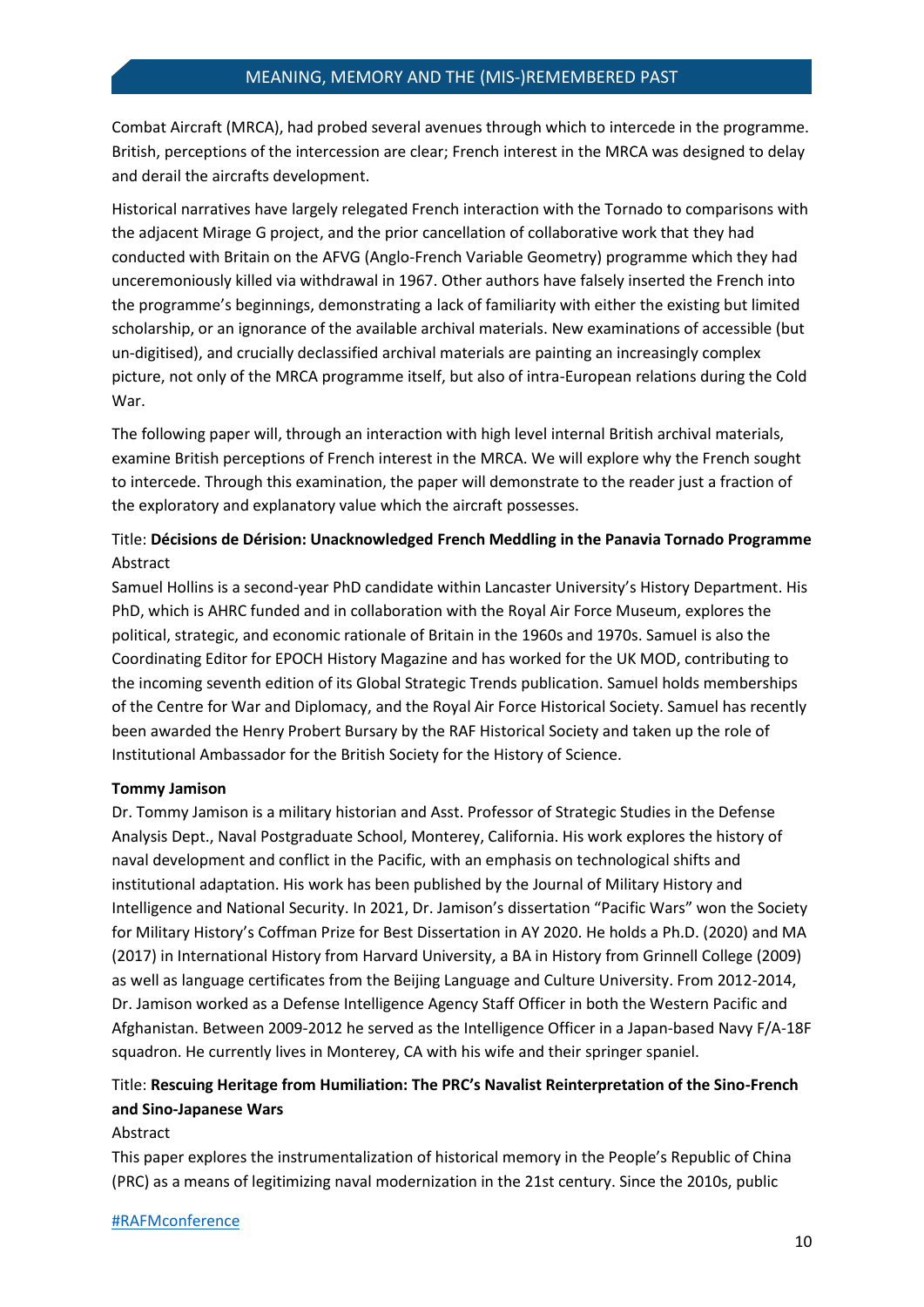Combat Aircraft (MRCA), had probed several avenues through which to intercede in the programme. British, perceptions of the intercession are clear; French interest in the MRCA was designed to delay and derail the aircrafts development.

Historical narratives have largely relegated French interaction with the Tornado to comparisons with the adjacent Mirage G project, and the prior cancellation of collaborative work that they had conducted with Britain on the AFVG (Anglo-French Variable Geometry) programme which they had unceremoniously killed via withdrawal in 1967. Other authors have falsely inserted the French into the programme's beginnings, demonstrating a lack of familiarity with either the existing but limited scholarship, or an ignorance of the available archival materials. New examinations of accessible (but un-digitised), and crucially declassified archival materials are painting an increasingly complex picture, not only of the MRCA programme itself, but also of intra-European relations during the Cold War.

The following paper will, through an interaction with high level internal British archival materials, examine British perceptions of French interest in the MRCA. We will explore why the French sought to intercede. Through this examination, the paper will demonstrate to the reader just a fraction of the exploratory and explanatory value which the aircraft possesses.

Title: **Décisions de Dérision: Unacknowledged French Meddling in the Panavia Tornado Programme**
Abstract
Samuel Hollins is a second-year PhD candidate within Lancaster University's History Department. His PhD, which is AHRC funded and in collaboration with the Royal Air Force Museum, explores the political, strategic, and economic rationale of Britain in the 1960s and 1970s. Samuel is also the Coordinating Editor for EPOCH History Magazine and has worked for the UK MOD, contributing to the incoming seventh edition of its Global Strategic Trends publication. Samuel holds memberships of the Centre for War and Diplomacy, and the Royal Air Force Historical Society. Samuel has recently been awarded the Henry Probert Bursary by the RAF Historical Society and taken up the role of Institutional Ambassador for the British Society for the History of Science.

**Tommy Jamison**

Dr. Tommy Jamison is a military historian and Asst. Professor of Strategic Studies in the Defense Analysis Dept., Naval Postgraduate School, Monterey, California. His work explores the history of naval development and conflict in the Pacific, with an emphasis on technological shifts and institutional adaptation. His work has been published by the Journal of Military History and Intelligence and National Security. In 2021, Dr. Jamison's dissertation "Pacific Wars" won the Society for Military History's Coffman Prize for Best Dissertation in AY 2020. He holds a Ph.D. (2020) and MA (2017) in International History from Harvard University, a BA in History from Grinnell College (2009) as well as language certificates from the Beijing Language and Culture University. From 2012-2014, Dr. Jamison worked as a Defense Intelligence Agency Staff Officer in both the Western Pacific and Afghanistan. Between 2009-2012 he served as the Intelligence Officer in a Japan-based Navy F/A-18F squadron. He currently lives in Monterey, CA with his wife and their springer spaniel.

Title: **Rescuing Heritage from Humiliation: The PRC's Navalist Reinterpretation of the Sino-French and Sino-Japanese Wars**
Abstract
This paper explores the instrumentalization of historical memory in the People's Republic of China (PRC) as a means of legitimizing naval modernization in the 21st century. Since the 2010s, public

#RAFMconference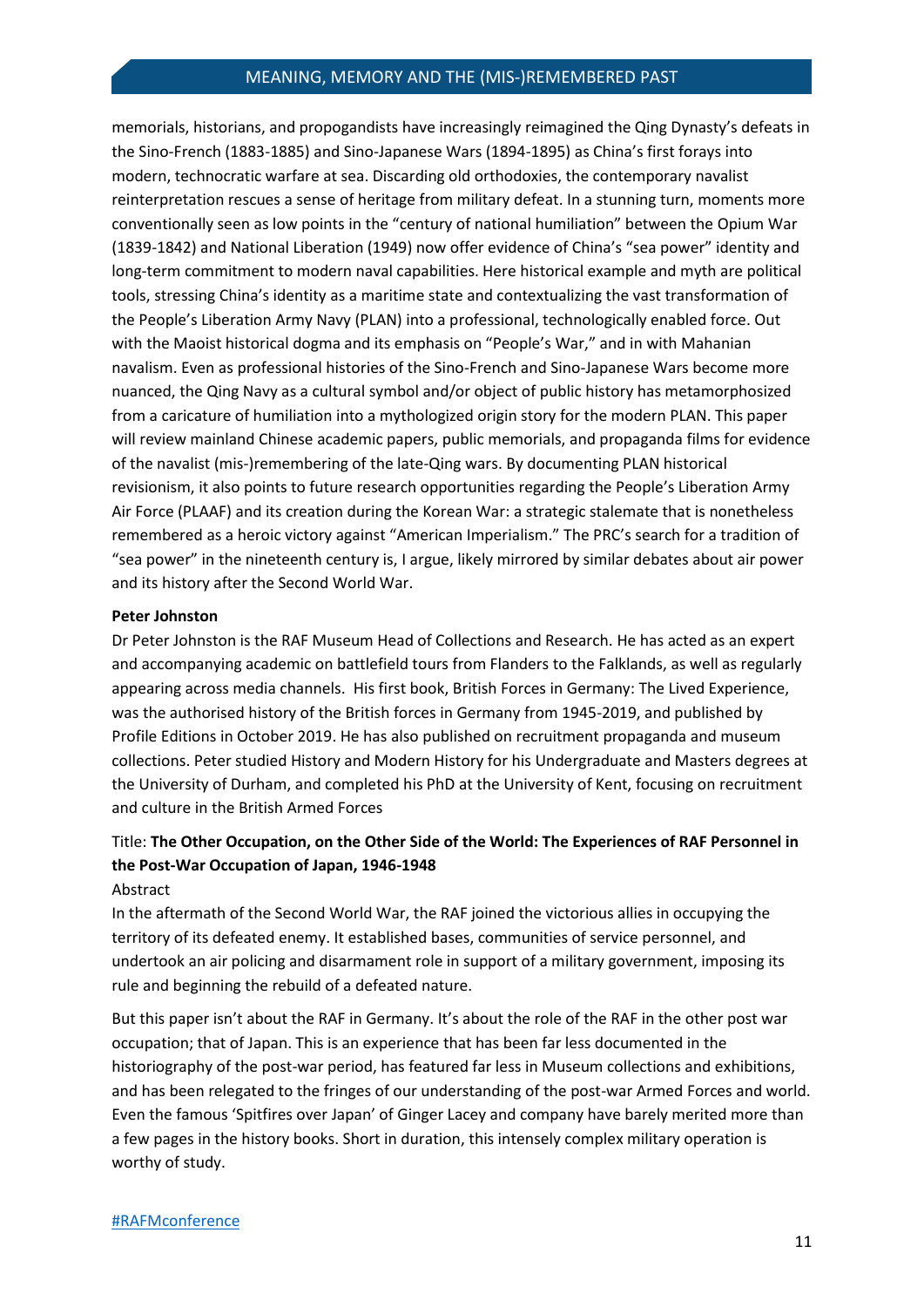memorials, historians, and propogandists have increasingly reimagined the Qing Dynasty's defeats in the Sino-French (1883-1885) and Sino-Japanese Wars (1894-1895) as China's first forays into modern, technocratic warfare at sea. Discarding old orthodoxies, the contemporary navalist reinterpretation rescues a sense of heritage from military defeat. In a stunning turn, moments more conventionally seen as low points in the "century of national humiliation" between the Opium War (1839-1842) and National Liberation (1949) now offer evidence of China's "sea power" identity and long-term commitment to modern naval capabilities. Here historical example and myth are political tools, stressing China's identity as a maritime state and contextualizing the vast transformation of the People's Liberation Army Navy (PLAN) into a professional, technologically enabled force. Out with the Maoist historical dogma and its emphasis on "People's War," and in with Mahanian navalism. Even as professional histories of the Sino-French and Sino-Japanese Wars become more nuanced, the Qing Navy as a cultural symbol and/or object of public history has metamorphosized from a caricature of humiliation into a mythologized origin story for the modern PLAN. This paper will review mainland Chinese academic papers, public memorials, and propaganda films for evidence of the navalist (mis-)remembering of the late-Qing wars. By documenting PLAN historical revisionism, it also points to future research opportunities regarding the People's Liberation Army Air Force (PLAAF) and its creation during the Korean War: a strategic stalemate that is nonetheless remembered as a heroic victory against "American Imperialism." The PRC's search for a tradition of "sea power" in the nineteenth century is, I argue, likely mirrored by similar debates about air power and its history after the Second World War.

**Peter Johnston**

Dr Peter Johnston is the RAF Museum Head of Collections and Research. He has acted as an expert and accompanying academic on battlefield tours from Flanders to the Falklands, as well as regularly appearing across media channels. His first book, British Forces in Germany: The Lived Experience, was the authorised history of the British forces in Germany from 1945-2019, and published by Profile Editions in October 2019. He has also published on recruitment propaganda and museum collections. Peter studied History and Modern History for his Undergraduate and Masters degrees at the University of Durham, and completed his PhD at the University of Kent, focusing on recruitment and culture in the British Armed Forces

Title: **The Other Occupation, on the Other Side of the World: The Experiences of RAF Personnel in the Post-War Occupation of Japan, 1946-1948**

Abstract

In the aftermath of the Second World War, the RAF joined the victorious allies in occupying the territory of its defeated enemy. It established bases, communities of service personnel, and undertook an air policing and disarmament role in support of a military government, imposing its rule and beginning the rebuild of a defeated nature.

But this paper isn't about the RAF in Germany. It's about the role of the RAF in the other post war occupation; that of Japan. This is an experience that has been far less documented in the historiography of the post-war period, has featured far less in Museum collections and exhibitions, and has been relegated to the fringes of our understanding of the post-war Armed Forces and world. Even the famous 'Spitfires over Japan' of Ginger Lacey and company have barely merited more than a few pages in the history books. Short in duration, this intensely complex military operation is worthy of study.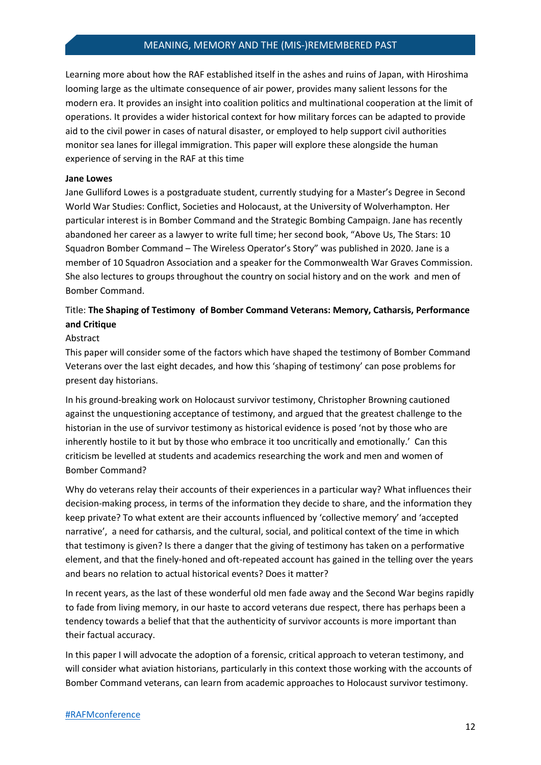Learning more about how the RAF established itself in the ashes and ruins of Japan, with Hiroshima looming large as the ultimate consequence of air power, provides many salient lessons for the modern era. It provides an insight into coalition politics and multinational cooperation at the limit of operations. It provides a wider historical context for how military forces can be adapted to provide aid to the civil power in cases of natural disaster, or employed to help support civil authorities monitor sea lanes for illegal immigration. This paper will explore these alongside the human experience of serving in the RAF at this time

**Jane Lowes**

Jane Gulliford Lowes is a postgraduate student, currently studying for a Master's Degree in Second World War Studies: Conflict, Societies and Holocaust, at the University of Wolverhampton. Her particular interest is in Bomber Command and the Strategic Bombing Campaign. Jane has recently abandoned her career as a lawyer to write full time; her second book, "Above Us, The Stars: 10 Squadron Bomber Command – The Wireless Operator's Story" was published in 2020. Jane is a member of 10 Squadron Association and a speaker for the Commonwealth War Graves Commission. She also lectures to groups throughout the country on social history and on the work and men of Bomber Command.

Title: **The Shaping of Testimony of Bomber Command Veterans: Memory, Catharsis, Performance and Critique**

Abstract

This paper will consider some of the factors which have shaped the testimony of Bomber Command Veterans over the last eight decades, and how this 'shaping of testimony' can pose problems for present day historians.

In his ground-breaking work on Holocaust survivor testimony, Christopher Browning cautioned against the unquestioning acceptance of testimony, and argued that the greatest challenge to the historian in the use of survivor testimony as historical evidence is posed 'not by those who are inherently hostile to it but by those who embrace it too uncritically and emotionally.' Can this criticism be levelled at students and academics researching the work and men and women of Bomber Command?

Why do veterans relay their accounts of their experiences in a particular way? What influences their decision-making process, in terms of the information they decide to share, and the information they keep private? To what extent are their accounts influenced by 'collective memory' and 'accepted narrative', a need for catharsis, and the cultural, social, and political context of the time in which that testimony is given? Is there a danger that the giving of testimony has taken on a performative element, and that the finely-honed and oft-repeated account has gained in the telling over the years and bears no relation to actual historical events? Does it matter?

In recent years, as the last of these wonderful old men fade away and the Second War begins rapidly to fade from living memory, in our haste to accord veterans due respect, there has perhaps been a tendency towards a belief that that the authenticity of survivor accounts is more important than their factual accuracy.

In this paper I will advocate the adoption of a forensic, critical approach to veteran testimony, and will consider what aviation historians, particularly in this context those working with the accounts of Bomber Command veterans, can learn from academic approaches to Holocaust survivor testimony.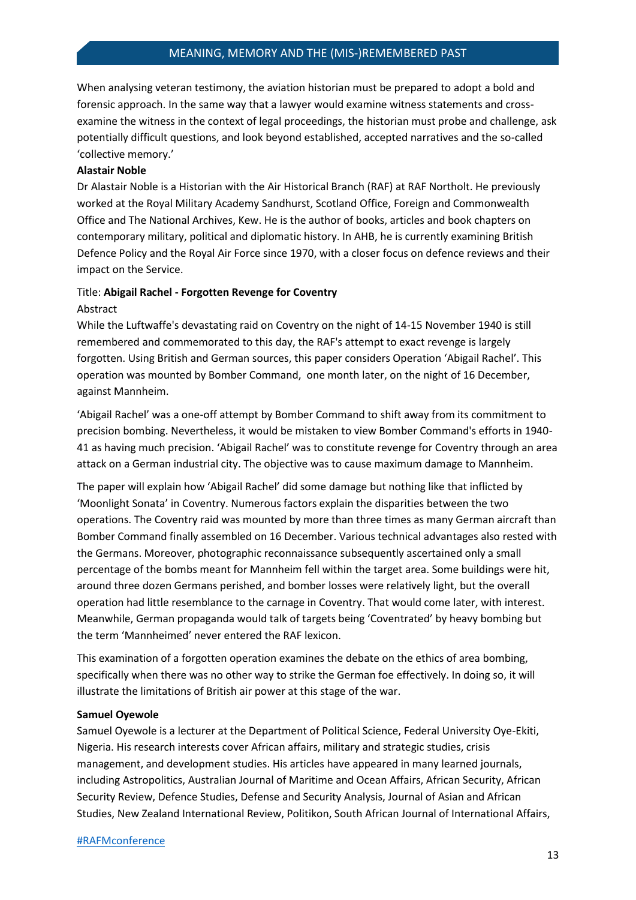When analysing veteran testimony, the aviation historian must be prepared to adopt a bold and forensic approach. In the same way that a lawyer would examine witness statements and cross-examine the witness in the context of legal proceedings, the historian must probe and challenge, ask potentially difficult questions, and look beyond established, accepted narratives and the so-called 'collective memory.'

**Alastair Noble**

Dr Alastair Noble is a Historian with the Air Historical Branch (RAF) at RAF Northolt. He previously worked at the Royal Military Academy Sandhurst, Scotland Office, Foreign and Commonwealth Office and The National Archives, Kew. He is the author of books, articles and book chapters on contemporary military, political and diplomatic history. In AHB, he is currently examining British Defence Policy and the Royal Air Force since 1970, with a closer focus on defence reviews and their impact on the Service.

Title: **Abigail Rachel - Forgotten Revenge for Coventry**

Abstract

While the Luftwaffe's devastating raid on Coventry on the night of 14-15 November 1940 is still remembered and commemorated to this day, the RAF's attempt to exact revenge is largely forgotten. Using British and German sources, this paper considers Operation 'Abigail Rachel'. This operation was mounted by Bomber Command, one month later, on the night of 16 December, against Mannheim.

'Abigail Rachel' was a one-off attempt by Bomber Command to shift away from its commitment to precision bombing. Nevertheless, it would be mistaken to view Bomber Command's efforts in 1940-41 as having much precision. 'Abigail Rachel' was to constitute revenge for Coventry through an area attack on a German industrial city. The objective was to cause maximum damage to Mannheim.

The paper will explain how 'Abigail Rachel' did some damage but nothing like that inflicted by 'Moonlight Sonata' in Coventry. Numerous factors explain the disparities between the two operations. The Coventry raid was mounted by more than three times as many German aircraft than Bomber Command finally assembled on 16 December. Various technical advantages also rested with the Germans. Moreover, photographic reconnaissance subsequently ascertained only a small percentage of the bombs meant for Mannheim fell within the target area. Some buildings were hit, around three dozen Germans perished, and bomber losses were relatively light, but the overall operation had little resemblance to the carnage in Coventry. That would come later, with interest. Meanwhile, German propaganda would talk of targets being 'Coventrated' by heavy bombing but the term 'Mannheimed' never entered the RAF lexicon.

This examination of a forgotten operation examines the debate on the ethics of area bombing, specifically when there was no other way to strike the German foe effectively. In doing so, it will illustrate the limitations of British air power at this stage of the war.

**Samuel Oyewole**

Samuel Oyewole is a lecturer at the Department of Political Science, Federal University Oye-Ekiti, Nigeria. His research interests cover African affairs, military and strategic studies, crisis management, and development studies. His articles have appeared in many learned journals, including Astropolitics, Australian Journal of Maritime and Ocean Affairs, African Security, African Security Review, Defence Studies, Defense and Security Analysis, Journal of Asian and African Studies, New Zealand International Review, Politikon, South African Journal of International Affairs,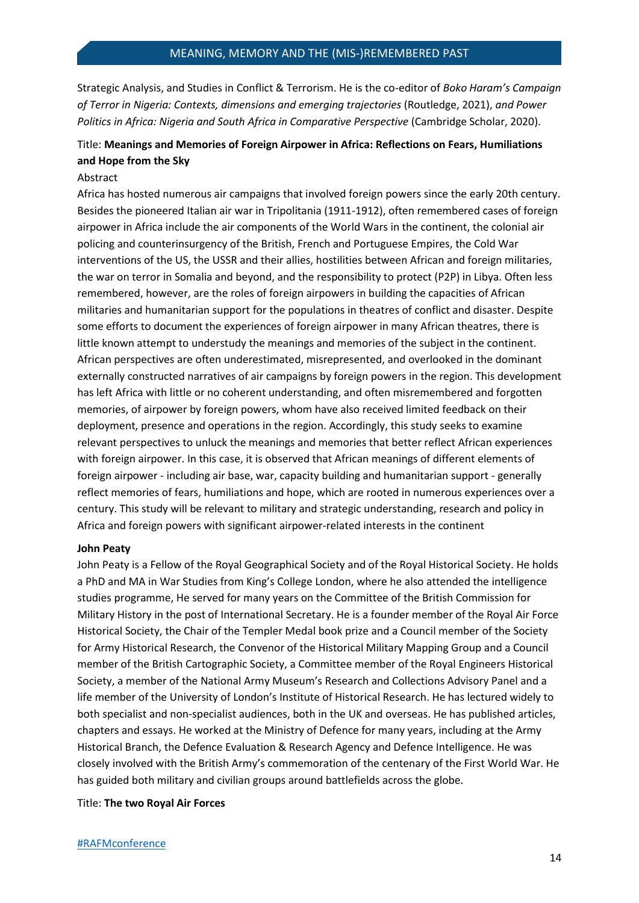Strategic Analysis, and Studies in Conflict & Terrorism. He is the co-editor of *Boko Haram's Campaign of Terror in Nigeria: Contexts, dimensions and emerging trajectories* (Routledge, 2021), *and Power Politics in Africa: Nigeria and South Africa in Comparative Perspective* (Cambridge Scholar, 2020).

Title: **Meanings and Memories of Foreign Airpower in Africa: Reflections on Fears, Humiliations and Hope from the Sky**

Abstract

Africa has hosted numerous air campaigns that involved foreign powers since the early 20th century. Besides the pioneered Italian air war in Tripolitania (1911-1912), often remembered cases of foreign airpower in Africa include the air components of the World Wars in the continent, the colonial air policing and counterinsurgency of the British, French and Portuguese Empires, the Cold War interventions of the US, the USSR and their allies, hostilities between African and foreign militaries, the war on terror in Somalia and beyond, and the responsibility to protect (P2P) in Libya. Often less remembered, however, are the roles of foreign airpowers in building the capacities of African militaries and humanitarian support for the populations in theatres of conflict and disaster. Despite some efforts to document the experiences of foreign airpower in many African theatres, there is little known attempt to understudy the meanings and memories of the subject in the continent. African perspectives are often underestimated, misrepresented, and overlooked in the dominant externally constructed narratives of air campaigns by foreign powers in the region. This development has left Africa with little or no coherent understanding, and often misremembered and forgotten memories, of airpower by foreign powers, whom have also received limited feedback on their deployment, presence and operations in the region. Accordingly, this study seeks to examine relevant perspectives to unluck the meanings and memories that better reflect African experiences with foreign airpower. In this case, it is observed that African meanings of different elements of foreign airpower - including air base, war, capacity building and humanitarian support - generally reflect memories of fears, humiliations and hope, which are rooted in numerous experiences over a century. This study will be relevant to military and strategic understanding, research and policy in Africa and foreign powers with significant airpower-related interests in the continent

**John Peaty**

John Peaty is a Fellow of the Royal Geographical Society and of the Royal Historical Society. He holds a PhD and MA in War Studies from King's College London, where he also attended the intelligence studies programme, He served for many years on the Committee of the British Commission for Military History in the post of International Secretary. He is a founder member of the Royal Air Force Historical Society, the Chair of the Templer Medal book prize and a Council member of the Society for Army Historical Research, the Convenor of the Historical Military Mapping Group and a Council member of the British Cartographic Society, a Committee member of the Royal Engineers Historical Society, a member of the National Army Museum's Research and Collections Advisory Panel and a life member of the University of London's Institute of Historical Research. He has lectured widely to both specialist and non-specialist audiences, both in the UK and overseas. He has published articles, chapters and essays. He worked at the Ministry of Defence for many years, including at the Army Historical Branch, the Defence Evaluation & Research Agency and Defence Intelligence. He was closely involved with the British Army's commemoration of the centenary of the First World War. He has guided both military and civilian groups around battlefields across the globe.

Title: **The two Royal Air Forces**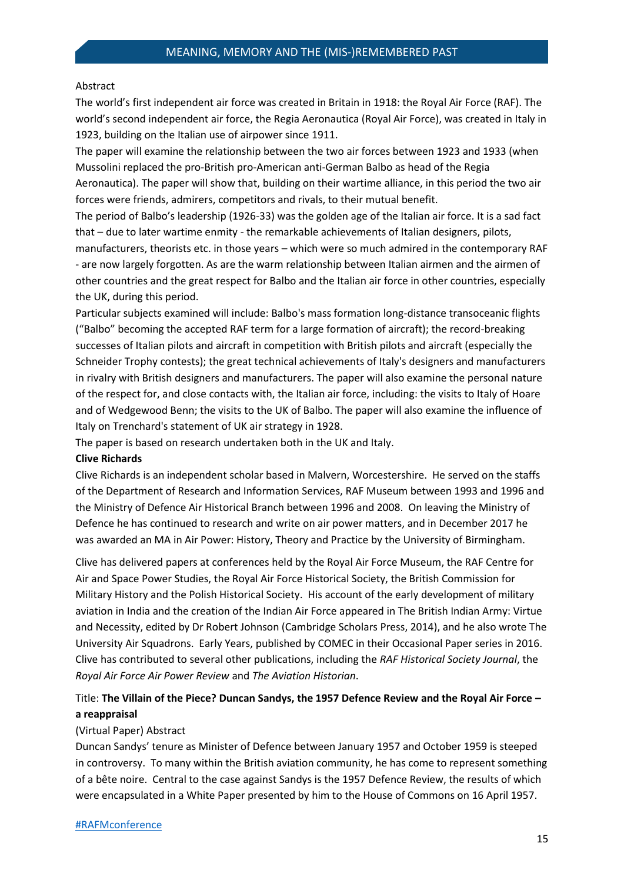Abstract

The world's first independent air force was created in Britain in 1918: the Royal Air Force (RAF). The world's second independent air force, the Regia Aeronautica (Royal Air Force), was created in Italy in 1923, building on the Italian use of airpower since 1911.

The paper will examine the relationship between the two air forces between 1923 and 1933 (when Mussolini replaced the pro-British pro-American anti-German Balbo as head of the Regia Aeronautica). The paper will show that, building on their wartime alliance, in this period the two air forces were friends, admirers, competitors and rivals, to their mutual benefit.

The period of Balbo's leadership (1926-33) was the golden age of the Italian air force. It is a sad fact that – due to later wartime enmity - the remarkable achievements of Italian designers, pilots, manufacturers, theorists etc. in those years – which were so much admired in the contemporary RAF - are now largely forgotten. As are the warm relationship between Italian airmen and the airmen of other countries and the great respect for Balbo and the Italian air force in other countries, especially the UK, during this period.

Particular subjects examined will include: Balbo's mass formation long-distance transoceanic flights ("Balbo" becoming the accepted RAF term for a large formation of aircraft); the record-breaking successes of Italian pilots and aircraft in competition with British pilots and aircraft (especially the Schneider Trophy contests); the great technical achievements of Italy's designers and manufacturers in rivalry with British designers and manufacturers. The paper will also examine the personal nature of the respect for, and close contacts with, the Italian air force, including: the visits to Italy of Hoare and of Wedgewood Benn; the visits to the UK of Balbo. The paper will also examine the influence of Italy on Trenchard's statement of UK air strategy in 1928.

The paper is based on research undertaken both in the UK and Italy.

**Clive Richards**

Clive Richards is an independent scholar based in Malvern, Worcestershire. He served on the staffs of the Department of Research and Information Services, RAF Museum between 1993 and 1996 and the Ministry of Defence Air Historical Branch between 1996 and 2008. On leaving the Ministry of Defence he has continued to research and write on air power matters, and in December 2017 he was awarded an MA in Air Power: History, Theory and Practice by the University of Birmingham.

Clive has delivered papers at conferences held by the Royal Air Force Museum, the RAF Centre for Air and Space Power Studies, the Royal Air Force Historical Society, the British Commission for Military History and the Polish Historical Society. His account of the early development of military aviation in India and the creation of the Indian Air Force appeared in The British Indian Army: Virtue and Necessity, edited by Dr Robert Johnson (Cambridge Scholars Press, 2014), and he also wrote The University Air Squadrons. Early Years, published by COMEC in their Occasional Paper series in 2016. Clive has contributed to several other publications, including the *RAF Historical Society Journal*, the *Royal Air Force Air Power Review* and *The Aviation Historian*.

Title: **The Villain of the Piece? Duncan Sandys, the 1957 Defence Review and the Royal Air Force – a reappraisal**

(Virtual Paper) Abstract

Duncan Sandys' tenure as Minister of Defence between January 1957 and October 1959 is steeped in controversy. To many within the British aviation community, he has come to represent something of a bête noire. Central to the case against Sandys is the 1957 Defence Review, the results of which were encapsulated in a White Paper presented by him to the House of Commons on 16 April 1957.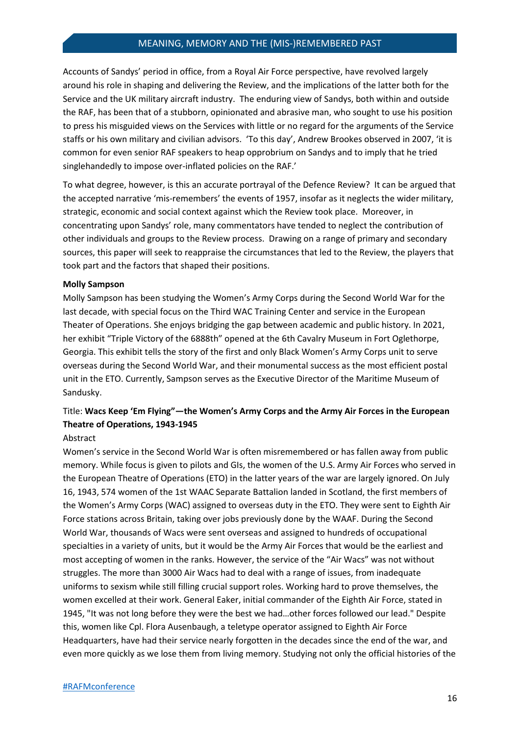Accounts of Sandys' period in office, from a Royal Air Force perspective, have revolved largely around his role in shaping and delivering the Review, and the implications of the latter both for the Service and the UK military aircraft industry. The enduring view of Sandys, both within and outside the RAF, has been that of a stubborn, opinionated and abrasive man, who sought to use his position to press his misguided views on the Services with little or no regard for the arguments of the Service staffs or his own military and civilian advisors. 'To this day', Andrew Brookes observed in 2007, 'it is common for even senior RAF speakers to heap opprobrium on Sandys and to imply that he tried singlehandedly to impose over-inflated policies on the RAF.'

To what degree, however, is this an accurate portrayal of the Defence Review? It can be argued that the accepted narrative 'mis-remembers' the events of 1957, insofar as it neglects the wider military, strategic, economic and social context against which the Review took place. Moreover, in concentrating upon Sandys' role, many commentators have tended to neglect the contribution of other individuals and groups to the Review process. Drawing on a range of primary and secondary sources, this paper will seek to reappraise the circumstances that led to the Review, the players that took part and the factors that shaped their positions.

**Molly Sampson**

Molly Sampson has been studying the Women's Army Corps during the Second World War for the last decade, with special focus on the Third WAC Training Center and service in the European Theater of Operations. She enjoys bridging the gap between academic and public history. In 2021, her exhibit "Triple Victory of the 6888th" opened at the 6th Cavalry Museum in Fort Oglethorpe, Georgia. This exhibit tells the story of the first and only Black Women's Army Corps unit to serve overseas during the Second World War, and their monumental success as the most efficient postal unit in the ETO. Currently, Sampson serves as the Executive Director of the Maritime Museum of Sandusky.

Title: **Wacs Keep 'Em Flying"—the Women's Army Corps and the Army Air Forces in the European Theatre of Operations, 1943-1945**

Abstract

Women's service in the Second World War is often misremembered or has fallen away from public memory. While focus is given to pilots and GIs, the women of the U.S. Army Air Forces who served in the European Theatre of Operations (ETO) in the latter years of the war are largely ignored. On July 16, 1943, 574 women of the 1st WAAC Separate Battalion landed in Scotland, the first members of the Women's Army Corps (WAC) assigned to overseas duty in the ETO. They were sent to Eighth Air Force stations across Britain, taking over jobs previously done by the WAAF. During the Second World War, thousands of Wacs were sent overseas and assigned to hundreds of occupational specialties in a variety of units, but it would be the Army Air Forces that would be the earliest and most accepting of women in the ranks. However, the service of the "Air Wacs" was not without struggles. The more than 3000 Air Wacs had to deal with a range of issues, from inadequate uniforms to sexism while still filling crucial support roles. Working hard to prove themselves, the women excelled at their work. General Eaker, initial commander of the Eighth Air Force, stated in 1945, "It was not long before they were the best we had…other forces followed our lead." Despite this, women like Cpl. Flora Ausenbaugh, a teletype operator assigned to Eighth Air Force Headquarters, have had their service nearly forgotten in the decades since the end of the war, and even more quickly as we lose them from living memory. Studying not only the official histories of the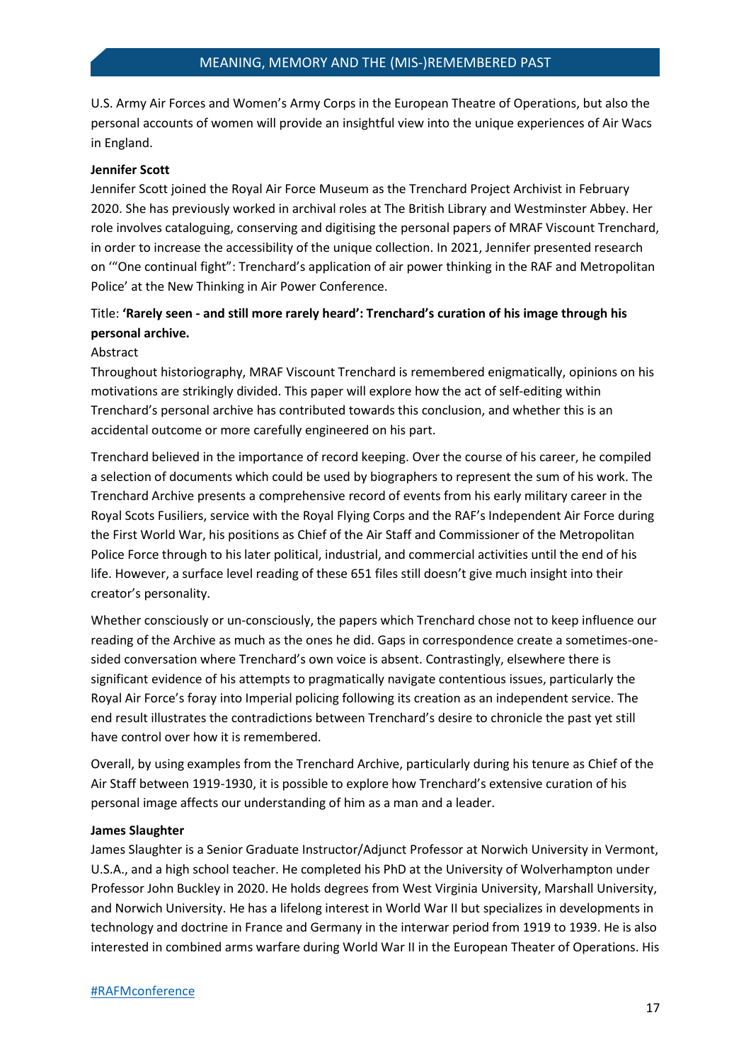U.S. Army Air Forces and Women's Army Corps in the European Theatre of Operations, but also the personal accounts of women will provide an insightful view into the unique experiences of Air Wacs in England.

**Jennifer Scott**

Jennifer Scott joined the Royal Air Force Museum as the Trenchard Project Archivist in February 2020. She has previously worked in archival roles at The British Library and Westminster Abbey. Her role involves cataloguing, conserving and digitising the personal papers of MRAF Viscount Trenchard, in order to increase the accessibility of the unique collection. In 2021, Jennifer presented research on '"One continual fight": Trenchard's application of air power thinking in the RAF and Metropolitan Police' at the New Thinking in Air Power Conference.

Title: **'Rarely seen - and still more rarely heard': Trenchard's curation of his image through his personal archive.**

Abstract

Throughout historiography, MRAF Viscount Trenchard is remembered enigmatically, opinions on his motivations are strikingly divided. This paper will explore how the act of self-editing within Trenchard's personal archive has contributed towards this conclusion, and whether this is an accidental outcome or more carefully engineered on his part.

Trenchard believed in the importance of record keeping. Over the course of his career, he compiled a selection of documents which could be used by biographers to represent the sum of his work. The Trenchard Archive presents a comprehensive record of events from his early military career in the Royal Scots Fusiliers, service with the Royal Flying Corps and the RAF's Independent Air Force during the First World War, his positions as Chief of the Air Staff and Commissioner of the Metropolitan Police Force through to his later political, industrial, and commercial activities until the end of his life. However, a surface level reading of these 651 files still doesn't give much insight into their creator's personality.

Whether consciously or un-consciously, the papers which Trenchard chose not to keep influence our reading of the Archive as much as the ones he did. Gaps in correspondence create a sometimes-one-sided conversation where Trenchard's own voice is absent. Contrastingly, elsewhere there is significant evidence of his attempts to pragmatically navigate contentious issues, particularly the Royal Air Force's foray into Imperial policing following its creation as an independent service. The end result illustrates the contradictions between Trenchard's desire to chronicle the past yet still have control over how it is remembered.

Overall, by using examples from the Trenchard Archive, particularly during his tenure as Chief of the Air Staff between 1919-1930, it is possible to explore how Trenchard's extensive curation of his personal image affects our understanding of him as a man and a leader.

**James Slaughter**

James Slaughter is a Senior Graduate Instructor/Adjunct Professor at Norwich University in Vermont, U.S.A., and a high school teacher. He completed his PhD at the University of Wolverhampton under Professor John Buckley in 2020. He holds degrees from West Virginia University, Marshall University, and Norwich University. He has a lifelong interest in World War II but specializes in developments in technology and doctrine in France and Germany in the interwar period from 1919 to 1939. He is also interested in combined arms warfare during World War II in the European Theater of Operations. His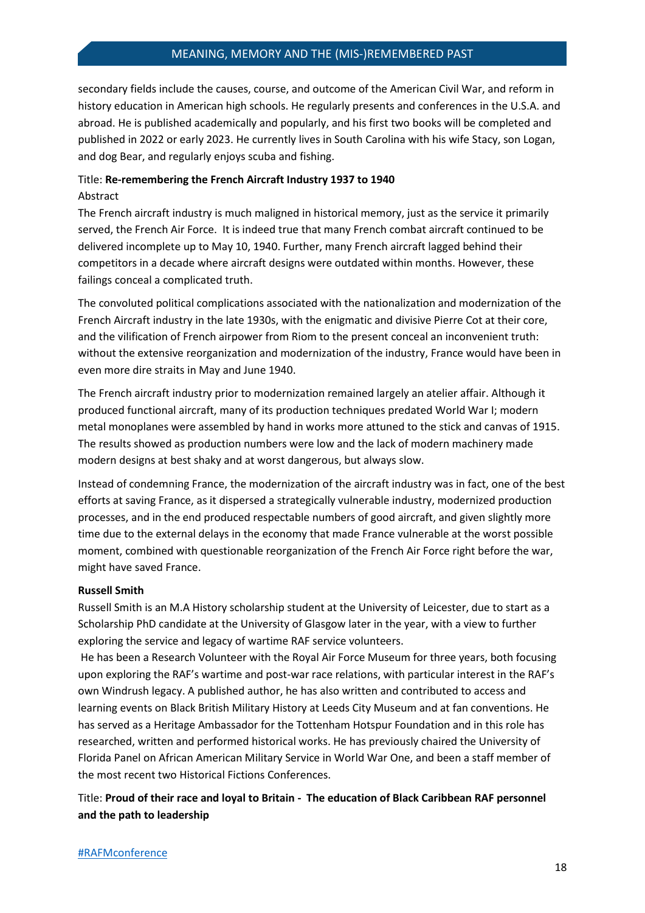secondary fields include the causes, course, and outcome of the American Civil War, and reform in history education in American high schools. He regularly presents and conferences in the U.S.A. and abroad. He is published academically and popularly, and his first two books will be completed and published in 2022 or early 2023. He currently lives in South Carolina with his wife Stacy, son Logan, and dog Bear, and regularly enjoys scuba and fishing.

Title: **Re-remembering the French Aircraft Industry 1937 to 1940**

Abstract

The French aircraft industry is much maligned in historical memory, just as the service it primarily served, the French Air Force. It is indeed true that many French combat aircraft continued to be delivered incomplete up to May 10, 1940. Further, many French aircraft lagged behind their competitors in a decade where aircraft designs were outdated within months. However, these failings conceal a complicated truth.

The convoluted political complications associated with the nationalization and modernization of the French Aircraft industry in the late 1930s, with the enigmatic and divisive Pierre Cot at their core, and the vilification of French airpower from Riom to the present conceal an inconvenient truth: without the extensive reorganization and modernization of the industry, France would have been in even more dire straits in May and June 1940.

The French aircraft industry prior to modernization remained largely an atelier affair. Although it produced functional aircraft, many of its production techniques predated World War I; modern metal monoplanes were assembled by hand in works more attuned to the stick and canvas of 1915. The results showed as production numbers were low and the lack of modern machinery made modern designs at best shaky and at worst dangerous, but always slow.

Instead of condemning France, the modernization of the aircraft industry was in fact, one of the best efforts at saving France, as it dispersed a strategically vulnerable industry, modernized production processes, and in the end produced respectable numbers of good aircraft, and given slightly more time due to the external delays in the economy that made France vulnerable at the worst possible moment, combined with questionable reorganization of the French Air Force right before the war, might have saved France.

**Russell Smith**

Russell Smith is an M.A History scholarship student at the University of Leicester, due to start as a Scholarship PhD candidate at the University of Glasgow later in the year, with a view to further exploring the service and legacy of wartime RAF service volunteers.

He has been a Research Volunteer with the Royal Air Force Museum for three years, both focusing upon exploring the RAF's wartime and post-war race relations, with particular interest in the RAF's own Windrush legacy. A published author, he has also written and contributed to access and learning events on Black British Military History at Leeds City Museum and at fan conventions. He has served as a Heritage Ambassador for the Tottenham Hotspur Foundation and in this role has researched, written and performed historical works. He has previously chaired the University of Florida Panel on African American Military Service in World War One, and been a staff member of the most recent two Historical Fictions Conferences.

Title: **Proud of their race and loyal to Britain - The education of Black Caribbean RAF personnel and the path to leadership**

#RAFMconference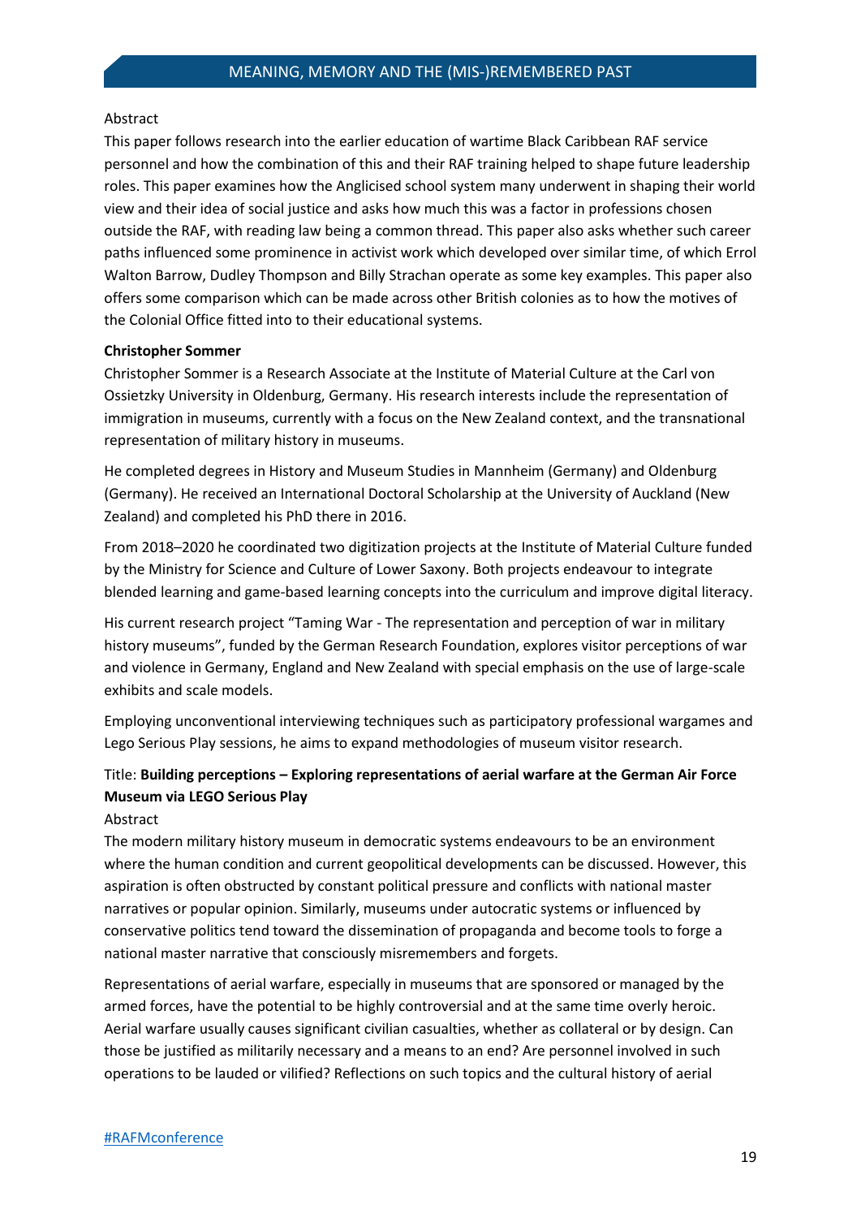Abstract

This paper follows research into the earlier education of wartime Black Caribbean RAF service personnel and how the combination of this and their RAF training helped to shape future leadership roles. This paper examines how the Anglicised school system many underwent in shaping their world view and their idea of social justice and asks how much this was a factor in professions chosen outside the RAF, with reading law being a common thread. This paper also asks whether such career paths influenced some prominence in activist work which developed over similar time, of which Errol Walton Barrow, Dudley Thompson and Billy Strachan operate as some key examples. This paper also offers some comparison which can be made across other British colonies as to how the motives of the Colonial Office fitted into to their educational systems.

**Christopher Sommer**

Christopher Sommer is a Research Associate at the Institute of Material Culture at the Carl von Ossietzky University in Oldenburg, Germany. His research interests include the representation of immigration in museums, currently with a focus on the New Zealand context, and the transnational representation of military history in museums.

He completed degrees in History and Museum Studies in Mannheim (Germany) and Oldenburg (Germany). He received an International Doctoral Scholarship at the University of Auckland (New Zealand) and completed his PhD there in 2016.

From 2018–2020 he coordinated two digitization projects at the Institute of Material Culture funded by the Ministry for Science and Culture of Lower Saxony. Both projects endeavour to integrate blended learning and game-based learning concepts into the curriculum and improve digital literacy.

His current research project "Taming War - The representation and perception of war in military history museums", funded by the German Research Foundation, explores visitor perceptions of war and violence in Germany, England and New Zealand with special emphasis on the use of large-scale exhibits and scale models.

Employing unconventional interviewing techniques such as participatory professional wargames and Lego Serious Play sessions, he aims to expand methodologies of museum visitor research.

Title: **Building perceptions – Exploring representations of aerial warfare at the German Air Force Museum via LEGO Serious Play**

Abstract

The modern military history museum in democratic systems endeavours to be an environment where the human condition and current geopolitical developments can be discussed. However, this aspiration is often obstructed by constant political pressure and conflicts with national master narratives or popular opinion. Similarly, museums under autocratic systems or influenced by conservative politics tend toward the dissemination of propaganda and become tools to forge a national master narrative that consciously misremembers and forgets.

Representations of aerial warfare, especially in museums that are sponsored or managed by the armed forces, have the potential to be highly controversial and at the same time overly heroic. Aerial warfare usually causes significant civilian casualties, whether as collateral or by design. Can those be justified as militarily necessary and a means to an end? Are personnel involved in such operations to be lauded or vilified? Reflections on such topics and the cultural history of aerial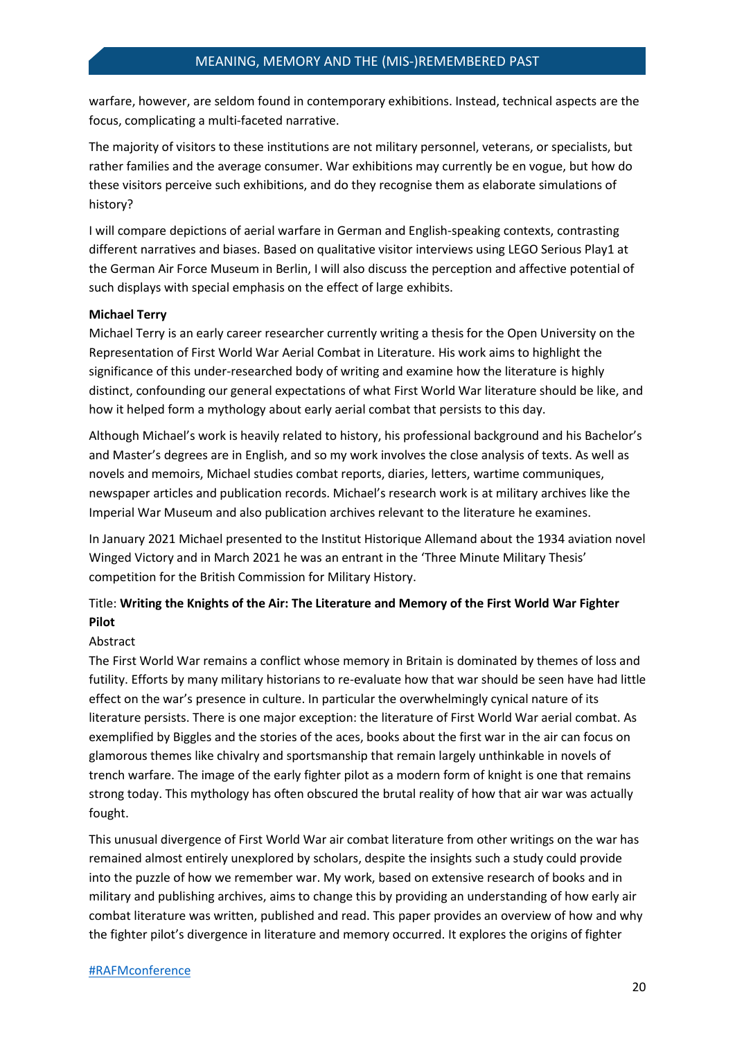warfare, however, are seldom found in contemporary exhibitions. Instead, technical aspects are the focus, complicating a multi-faceted narrative.

The majority of visitors to these institutions are not military personnel, veterans, or specialists, but rather families and the average consumer. War exhibitions may currently be en vogue, but how do these visitors perceive such exhibitions, and do they recognise them as elaborate simulations of history?

I will compare depictions of aerial warfare in German and English-speaking contexts, contrasting different narratives and biases. Based on qualitative visitor interviews using LEGO Serious Play[1] at the German Air Force Museum in Berlin, I will also discuss the perception and affective potential of such displays with special emphasis on the effect of large exhibits.

**Michael Terry**

Michael Terry is an early career researcher currently writing a thesis for the Open University on the Representation of First World War Aerial Combat in Literature. His work aims to highlight the significance of this under-researched body of writing and examine how the literature is highly distinct, confounding our general expectations of what First World War literature should be like, and how it helped form a mythology about early aerial combat that persists to this day.

Although Michael's work is heavily related to history, his professional background and his Bachelor's and Master's degrees are in English, and so my work involves the close analysis of texts. As well as novels and memoirs, Michael studies combat reports, diaries, letters, wartime communiques, newspaper articles and publication records. Michael's research work is at military archives like the Imperial War Museum and also publication archives relevant to the literature he examines.

In January 2021 Michael presented to the Institut Historique Allemand about the 1934 aviation novel Winged Victory and in March 2021 he was an entrant in the 'Three Minute Military Thesis' competition for the British Commission for Military History.

Title: **Writing the Knights of the Air: The Literature and Memory of the First World War Fighter Pilot**

Abstract

The First World War remains a conflict whose memory in Britain is dominated by themes of loss and futility. Efforts by many military historians to re-evaluate how that war should be seen have had little effect on the war's presence in culture. In particular the overwhelmingly cynical nature of its literature persists. There is one major exception: the literature of First World War aerial combat. As exemplified by Biggles and the stories of the aces, books about the first war in the air can focus on glamorous themes like chivalry and sportsmanship that remain largely unthinkable in novels of trench warfare. The image of the early fighter pilot as a modern form of knight is one that remains strong today. This mythology has often obscured the brutal reality of how that air war was actually fought.

This unusual divergence of First World War air combat literature from other writings on the war has remained almost entirely unexplored by scholars, despite the insights such a study could provide into the puzzle of how we remember war. My work, based on extensive research of books and in military and publishing archives, aims to change this by providing an understanding of how early air combat literature was written, published and read. This paper provides an overview of how and why the fighter pilot's divergence in literature and memory occurred. It explores the origins of fighter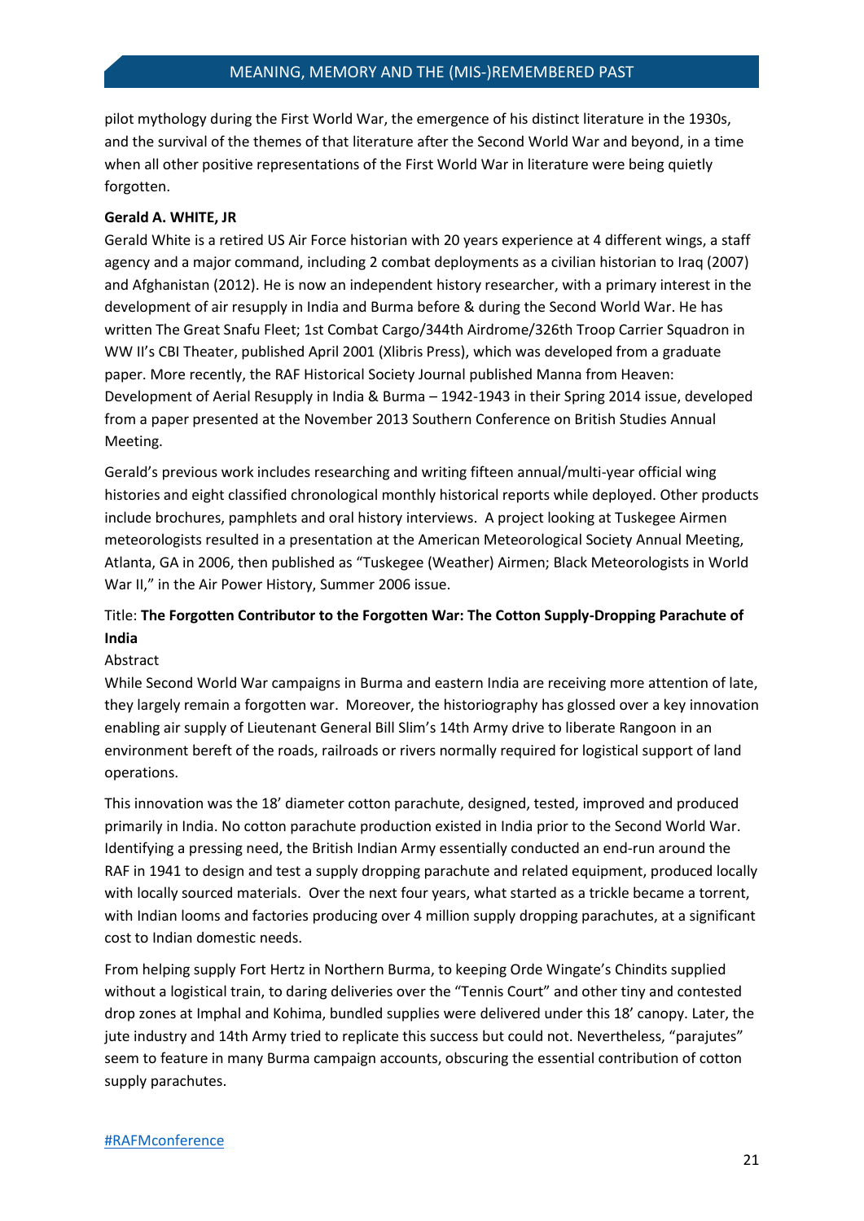pilot mythology during the First World War, the emergence of his distinct literature in the 1930s, and the survival of the themes of that literature after the Second World War and beyond, in a time when all other positive representations of the First World War in literature were being quietly forgotten.

**Gerald A. WHITE, JR**

Gerald White is a retired US Air Force historian with 20 years experience at 4 different wings, a staff agency and a major command, including 2 combat deployments as a civilian historian to Iraq (2007) and Afghanistan (2012). He is now an independent history researcher, with a primary interest in the development of air resupply in India and Burma before & during the Second World War. He has written The Great Snafu Fleet; 1st Combat Cargo/344th Airdrome/326th Troop Carrier Squadron in WW II's CBI Theater, published April 2001 (Xlibris Press), which was developed from a graduate paper. More recently, the RAF Historical Society Journal published Manna from Heaven: Development of Aerial Resupply in India & Burma – 1942-1943 in their Spring 2014 issue, developed from a paper presented at the November 2013 Southern Conference on British Studies Annual Meeting.

Gerald's previous work includes researching and writing fifteen annual/multi-year official wing histories and eight classified chronological monthly historical reports while deployed. Other products include brochures, pamphlets and oral history interviews. A project looking at Tuskegee Airmen meteorologists resulted in a presentation at the American Meteorological Society Annual Meeting, Atlanta, GA in 2006, then published as "Tuskegee (Weather) Airmen; Black Meteorologists in World War II," in the Air Power History, Summer 2006 issue.

Title: **The Forgotten Contributor to the Forgotten War: The Cotton Supply-Dropping Parachute of India**

Abstract

While Second World War campaigns in Burma and eastern India are receiving more attention of late, they largely remain a forgotten war. Moreover, the historiography has glossed over a key innovation enabling air supply of Lieutenant General Bill Slim's 14th Army drive to liberate Rangoon in an environment bereft of the roads, railroads or rivers normally required for logistical support of land operations.

This innovation was the 18' diameter cotton parachute, designed, tested, improved and produced primarily in India. No cotton parachute production existed in India prior to the Second World War. Identifying a pressing need, the British Indian Army essentially conducted an end-run around the RAF in 1941 to design and test a supply dropping parachute and related equipment, produced locally with locally sourced materials. Over the next four years, what started as a trickle became a torrent, with Indian looms and factories producing over 4 million supply dropping parachutes, at a significant cost to Indian domestic needs.

From helping supply Fort Hertz in Northern Burma, to keeping Orde Wingate's Chindits supplied without a logistical train, to daring deliveries over the "Tennis Court" and other tiny and contested drop zones at Imphal and Kohima, bundled supplies were delivered under this 18' canopy. Later, the jute industry and 14th Army tried to replicate this success but could not. Nevertheless, "parajutes" seem to feature in many Burma campaign accounts, obscuring the essential contribution of cotton supply parachutes.

#RAFMconference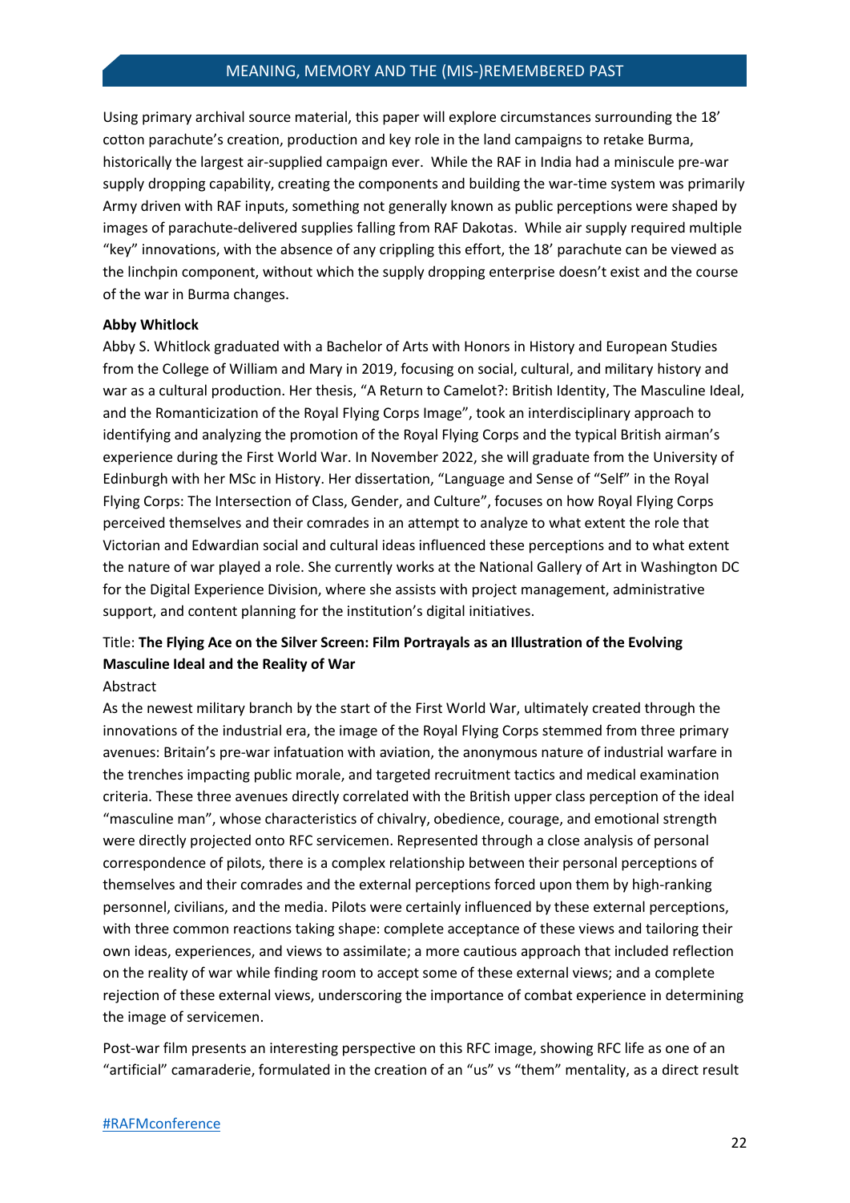Using primary archival source material, this paper will explore circumstances surrounding the 18' cotton parachute's creation, production and key role in the land campaigns to retake Burma, historically the largest air-supplied campaign ever. While the RAF in India had a miniscule pre-war supply dropping capability, creating the components and building the war-time system was primarily Army driven with RAF inputs, something not generally known as public perceptions were shaped by images of parachute-delivered supplies falling from RAF Dakotas. While air supply required multiple "key" innovations, with the absence of any crippling this effort, the 18' parachute can be viewed as the linchpin component, without which the supply dropping enterprise doesn't exist and the course of the war in Burma changes.

**Abby Whitlock**

Abby S. Whitlock graduated with a Bachelor of Arts with Honors in History and European Studies from the College of William and Mary in 2019, focusing on social, cultural, and military history and war as a cultural production. Her thesis, "A Return to Camelot?: British Identity, The Masculine Ideal, and the Romanticization of the Royal Flying Corps Image", took an interdisciplinary approach to identifying and analyzing the promotion of the Royal Flying Corps and the typical British airman's experience during the First World War. In November 2022, she will graduate from the University of Edinburgh with her MSc in History. Her dissertation, "Language and Sense of "Self" in the Royal Flying Corps: The Intersection of Class, Gender, and Culture", focuses on how Royal Flying Corps perceived themselves and their comrades in an attempt to analyze to what extent the role that Victorian and Edwardian social and cultural ideas influenced these perceptions and to what extent the nature of war played a role. She currently works at the National Gallery of Art in Washington DC for the Digital Experience Division, where she assists with project management, administrative support, and content planning for the institution's digital initiatives.

Title: **The Flying Ace on the Silver Screen: Film Portrayals as an Illustration of the Evolving Masculine Ideal and the Reality of War**

Abstract

As the newest military branch by the start of the First World War, ultimately created through the innovations of the industrial era, the image of the Royal Flying Corps stemmed from three primary avenues: Britain's pre-war infatuation with aviation, the anonymous nature of industrial warfare in the trenches impacting public morale, and targeted recruitment tactics and medical examination criteria. These three avenues directly correlated with the British upper class perception of the ideal "masculine man", whose characteristics of chivalry, obedience, courage, and emotional strength were directly projected onto RFC servicemen. Represented through a close analysis of personal correspondence of pilots, there is a complex relationship between their personal perceptions of themselves and their comrades and the external perceptions forced upon them by high-ranking personnel, civilians, and the media. Pilots were certainly influenced by these external perceptions, with three common reactions taking shape: complete acceptance of these views and tailoring their own ideas, experiences, and views to assimilate; a more cautious approach that included reflection on the reality of war while finding room to accept some of these external views; and a complete rejection of these external views, underscoring the importance of combat experience in determining the image of servicemen.

Post-war film presents an interesting perspective on this RFC image, showing RFC life as one of an "artificial" camaraderie, formulated in the creation of an "us" vs "them" mentality, as a direct result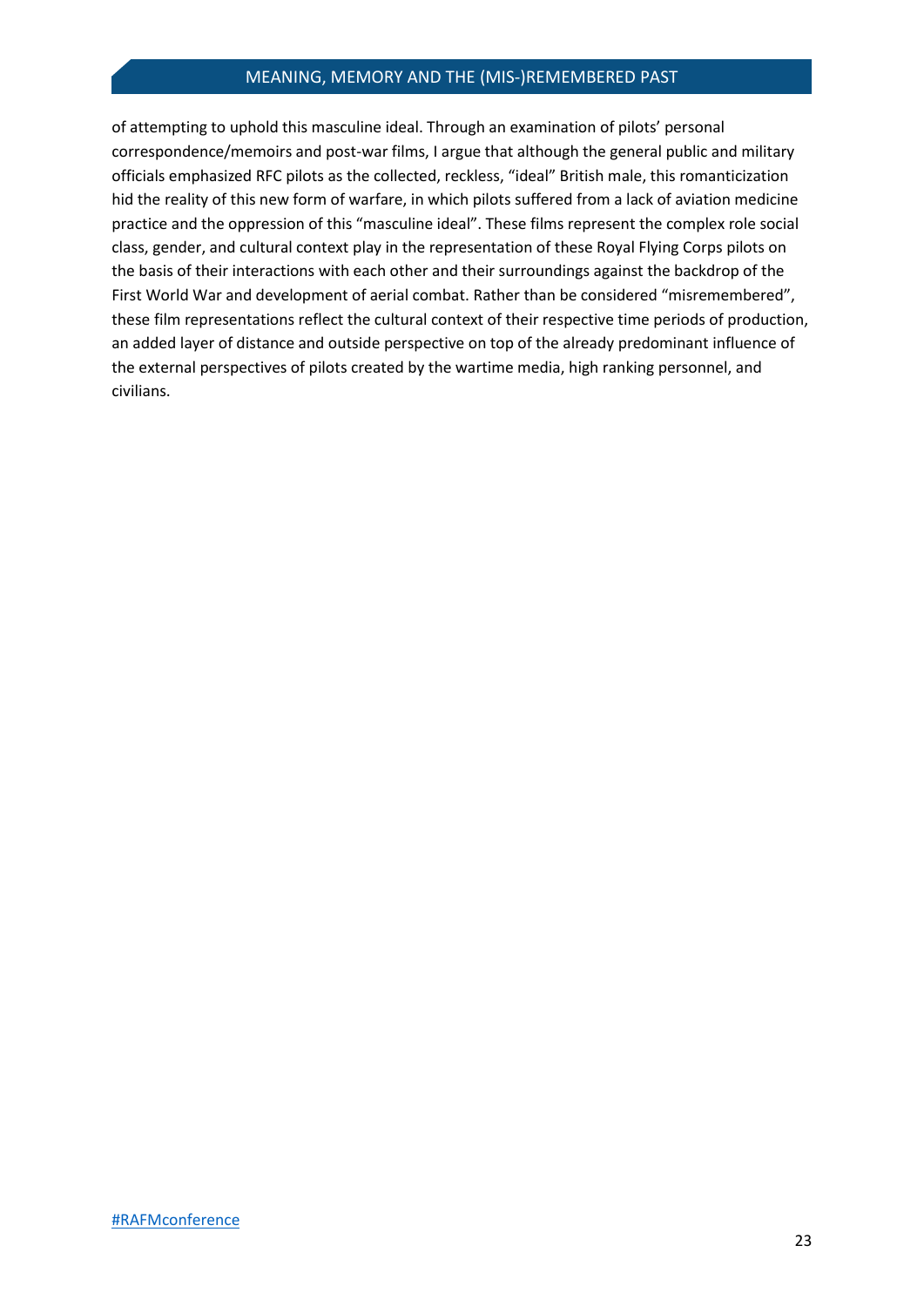of attempting to uphold this masculine ideal. Through an examination of pilots' personal correspondence/memoirs and post-war films, I argue that although the general public and military officials emphasized RFC pilots as the collected, reckless, "ideal" British male, this romanticization hid the reality of this new form of warfare, in which pilots suffered from a lack of aviation medicine practice and the oppression of this "masculine ideal". These films represent the complex role social class, gender, and cultural context play in the representation of these Royal Flying Corps pilots on the basis of their interactions with each other and their surroundings against the backdrop of the First World War and development of aerial combat. Rather than be considered "misremembered", these film representations reflect the cultural context of their respective time periods of production, an added layer of distance and outside perspective on top of the already predominant influence of the external perspectives of pilots created by the wartime media, high ranking personnel, and civilians.